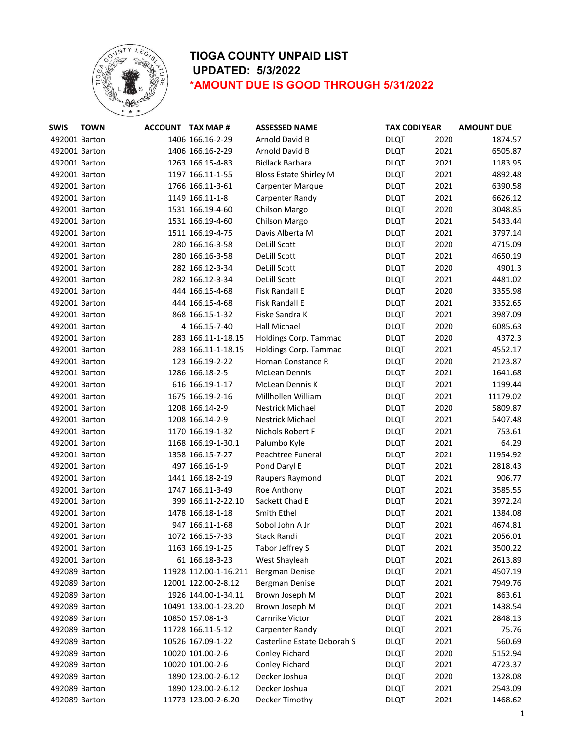# TIOGA COUNTY UNPAID LIST

**UPDATED: 5/3/2022**

***AMOUNT DUE IS GOOD THROUGH 5/31/2022**

| SWIS | TOWN | ACCOUNT | TAX MAP # | ASSESSED NAME | TAX CODE | YEAR | AMOUNT DUE |
|---|---|---|---|---|---|---|---|
| 492001 | Barton | 1406 | 166.16-2-29 | Arnold David B | DLQT | 2020 | 1874.57 |
| 492001 | Barton | 1406 | 166.16-2-29 | Arnold David B | DLQT | 2021 | 6505.87 |
| 492001 | Barton | 1263 | 166.15-4-83 | Bidlack Barbara | DLQT | 2021 | 1183.95 |
| 492001 | Barton | 1197 | 166.11-1-55 | Bloss Estate Shirley M | DLQT | 2021 | 4892.48 |
| 492001 | Barton | 1766 | 166.11-3-61 | Carpenter Marque | DLQT | 2021 | 6390.58 |
| 492001 | Barton | 1149 | 166.11-1-8 | Carpenter Randy | DLQT | 2021 | 6626.12 |
| 492001 | Barton | 1531 | 166.19-4-60 | Chilson Margo | DLQT | 2020 | 3048.85 |
| 492001 | Barton | 1531 | 166.19-4-60 | Chilson Margo | DLQT | 2021 | 5433.44 |
| 492001 | Barton | 1511 | 166.19-4-75 | Davis Alberta M | DLQT | 2021 | 3797.14 |
| 492001 | Barton | 280 | 166.16-3-58 | DeLill Scott | DLQT | 2020 | 4715.09 |
| 492001 | Barton | 280 | 166.16-3-58 | DeLill Scott | DLQT | 2021 | 4650.19 |
| 492001 | Barton | 282 | 166.12-3-34 | DeLill Scott | DLQT | 2020 | 4901.3 |
| 492001 | Barton | 282 | 166.12-3-34 | DeLill Scott | DLQT | 2021 | 4481.02 |
| 492001 | Barton | 444 | 166.15-4-68 | Fisk Randall E | DLQT | 2020 | 3355.98 |
| 492001 | Barton | 444 | 166.15-4-68 | Fisk Randall E | DLQT | 2021 | 3352.65 |
| 492001 | Barton | 868 | 166.15-1-32 | Fiske Sandra K | DLQT | 2021 | 3987.09 |
| 492001 | Barton | 4 | 166.15-7-40 | Hall Michael | DLQT | 2020 | 6085.63 |
| 492001 | Barton | 283 | 166.11-1-18.15 | Holdings Corp. Tammac | DLQT | 2020 | 4372.3 |
| 492001 | Barton | 283 | 166.11-1-18.15 | Holdings Corp. Tammac | DLQT | 2021 | 4552.17 |
| 492001 | Barton | 123 | 166.19-2-22 | Homan Constance R | DLQT | 2020 | 2123.87 |
| 492001 | Barton | 1286 | 166.18-2-5 | McLean Dennis | DLQT | 2021 | 1641.68 |
| 492001 | Barton | 616 | 166.19-1-17 | McLean Dennis K | DLQT | 2021 | 1199.44 |
| 492001 | Barton | 1675 | 166.19-2-16 | Millhollen William | DLQT | 2021 | 11179.02 |
| 492001 | Barton | 1208 | 166.14-2-9 | Nestrick Michael | DLQT | 2020 | 5809.87 |
| 492001 | Barton | 1208 | 166.14-2-9 | Nestrick Michael | DLQT | 2021 | 5407.48 |
| 492001 | Barton | 1170 | 166.19-1-32 | Nichols Robert F | DLQT | 2021 | 753.61 |
| 492001 | Barton | 1168 | 166.19-1-30.1 | Palumbo Kyle | DLQT | 2021 | 64.29 |
| 492001 | Barton | 1358 | 166.15-7-27 | Peachtree Funeral | DLQT | 2021 | 11954.92 |
| 492001 | Barton | 497 | 166.16-1-9 | Pond Daryl E | DLQT | 2021 | 2818.43 |
| 492001 | Barton | 1441 | 166.18-2-19 | Raupers Raymond | DLQT | 2021 | 906.77 |
| 492001 | Barton | 1747 | 166.11-3-49 | Roe Anthony | DLQT | 2021 | 3585.55 |
| 492001 | Barton | 399 | 166.11-2-22.10 | Sackett Chad E | DLQT | 2021 | 3972.24 |
| 492001 | Barton | 1478 | 166.18-1-18 | Smith Ethel | DLQT | 2021 | 1384.08 |
| 492001 | Barton | 947 | 166.11-1-68 | Sobol John A Jr | DLQT | 2021 | 4674.81 |
| 492001 | Barton | 1072 | 166.15-7-33 | Stack Randi | DLQT | 2021 | 2056.01 |
| 492001 | Barton | 1163 | 166.19-1-25 | Tabor Jeffrey S | DLQT | 2021 | 3500.22 |
| 492001 | Barton | 61 | 166.18-3-23 | West Shayleah | DLQT | 2021 | 2613.89 |
| 492089 | Barton | 11928 | 112.00-1-16.211 | Bergman Denise | DLQT | 2021 | 4507.19 |
| 492089 | Barton | 12001 | 122.00-2-8.12 | Bergman Denise | DLQT | 2021 | 7949.76 |
| 492089 | Barton | 1926 | 144.00-1-34.11 | Brown Joseph M | DLQT | 2021 | 863.61 |
| 492089 | Barton | 10491 | 133.00-1-23.20 | Brown Joseph M | DLQT | 2021 | 1438.54 |
| 492089 | Barton | 10850 | 157.08-1-3 | Carnrike Victor | DLQT | 2021 | 2848.13 |
| 492089 | Barton | 11728 | 166.11-5-12 | Carpenter Randy | DLQT | 2021 | 75.76 |
| 492089 | Barton | 10526 | 167.09-1-22 | Casterline Estate Deborah S | DLQT | 2021 | 560.69 |
| 492089 | Barton | 10020 | 101.00-2-6 | Conley Richard | DLQT | 2020 | 5152.94 |
| 492089 | Barton | 10020 | 101.00-2-6 | Conley Richard | DLQT | 2021 | 4723.37 |
| 492089 | Barton | 1890 | 123.00-2-6.12 | Decker Joshua | DLQT | 2020 | 1328.08 |
| 492089 | Barton | 1890 | 123.00-2-6.12 | Decker Joshua | DLQT | 2021 | 2543.09 |
| 492089 | Barton | 11773 | 123.00-2-6.20 | Decker Timothy | DLQT | 2021 | 1468.62 |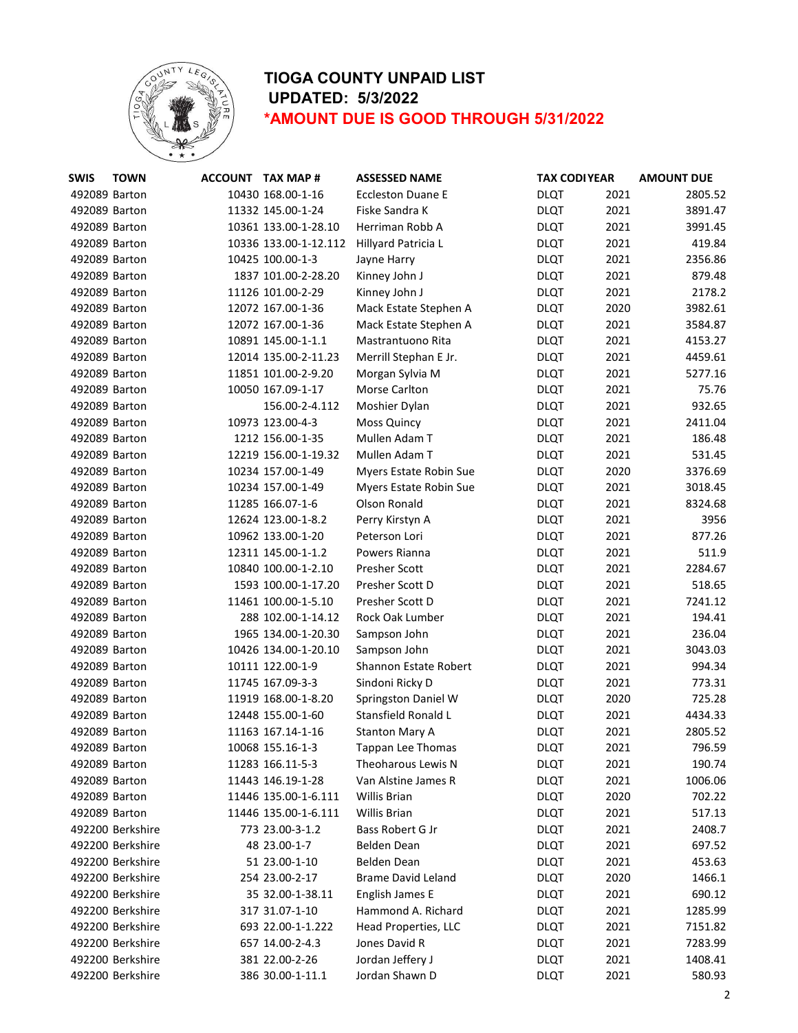# TIOGA COUNTY UNPAID LIST

**UPDATED: 5/3/2022**

***AMOUNT DUE IS GOOD THROUGH 5/31/2022**

| SWIS | TOWN | ACCOUNT | TAX MAP # | ASSESSED NAME | TAX CODE | YEAR | AMOUNT DUE |
|---|---|---|---|---|---|---|---|
| 492089 | Barton | 10430 | 168.00-1-16 | Eccleston Duane E | DLQT | 2021 | 2805.52 |
| 492089 | Barton | 11332 | 145.00-1-24 | Fiske Sandra K | DLQT | 2021 | 3891.47 |
| 492089 | Barton | 10361 | 133.00-1-28.10 | Herriman Robb A | DLQT | 2021 | 3991.45 |
| 492089 | Barton | 10336 | 133.00-1-12.112 | Hillyard Patricia L | DLQT | 2021 | 419.84 |
| 492089 | Barton | 10425 | 100.00-1-3 | Jayne Harry | DLQT | 2021 | 2356.86 |
| 492089 | Barton | 1837 | 101.00-2-28.20 | Kinney John J | DLQT | 2021 | 879.48 |
| 492089 | Barton | 11126 | 101.00-2-29 | Kinney John J | DLQT | 2021 | 2178.2 |
| 492089 | Barton | 12072 | 167.00-1-36 | Mack Estate Stephen A | DLQT | 2020 | 3982.61 |
| 492089 | Barton | 12072 | 167.00-1-36 | Mack Estate Stephen A | DLQT | 2021 | 3584.87 |
| 492089 | Barton | 10891 | 145.00-1-1.1 | Mastrantuono Rita | DLQT | 2021 | 4153.27 |
| 492089 | Barton | 12014 | 135.00-2-11.23 | Merrill Stephan E Jr. | DLQT | 2021 | 4459.61 |
| 492089 | Barton | 11851 | 101.00-2-9.20 | Morgan Sylvia M | DLQT | 2021 | 5277.16 |
| 492089 | Barton | 10050 | 167.09-1-17 | Morse Carlton | DLQT | 2021 | 75.76 |
| 492089 | Barton | | 156.00-2-4.112 | Moshier Dylan | DLQT | 2021 | 932.65 |
| 492089 | Barton | 10973 | 123.00-4-3 | Moss Quincy | DLQT | 2021 | 2411.04 |
| 492089 | Barton | 1212 | 156.00-1-35 | Mullen Adam T | DLQT | 2021 | 186.48 |
| 492089 | Barton | 12219 | 156.00-1-19.32 | Mullen Adam T | DLQT | 2021 | 531.45 |
| 492089 | Barton | 10234 | 157.00-1-49 | Myers Estate Robin Sue | DLQT | 2020 | 3376.69 |
| 492089 | Barton | 10234 | 157.00-1-49 | Myers Estate Robin Sue | DLQT | 2021 | 3018.45 |
| 492089 | Barton | 11285 | 166.07-1-6 | Olson Ronald | DLQT | 2021 | 8324.68 |
| 492089 | Barton | 12624 | 123.00-1-8.2 | Perry Kirstyn A | DLQT | 2021 | 3956 |
| 492089 | Barton | 10962 | 133.00-1-20 | Peterson Lori | DLQT | 2021 | 877.26 |
| 492089 | Barton | 12311 | 145.00-1-1.2 | Powers Rianna | DLQT | 2021 | 511.9 |
| 492089 | Barton | 10840 | 100.00-1-2.10 | Presher Scott | DLQT | 2021 | 2284.67 |
| 492089 | Barton | 1593 | 100.00-1-17.20 | Presher Scott D | DLQT | 2021 | 518.65 |
| 492089 | Barton | 11461 | 100.00-1-5.10 | Presher Scott D | DLQT | 2021 | 7241.12 |
| 492089 | Barton | 288 | 102.00-1-14.12 | Rock Oak Lumber | DLQT | 2021 | 194.41 |
| 492089 | Barton | 1965 | 134.00-1-20.30 | Sampson John | DLQT | 2021 | 236.04 |
| 492089 | Barton | 10426 | 134.00-1-20.10 | Sampson John | DLQT | 2021 | 3043.03 |
| 492089 | Barton | 10111 | 122.00-1-9 | Shannon Estate Robert | DLQT | 2021 | 994.34 |
| 492089 | Barton | 11745 | 167.09-3-3 | Sindoni Ricky D | DLQT | 2021 | 773.31 |
| 492089 | Barton | 11919 | 168.00-1-8.20 | Springston Daniel W | DLQT | 2020 | 725.28 |
| 492089 | Barton | 12448 | 155.00-1-60 | Stansfield Ronald L | DLQT | 2021 | 4434.33 |
| 492089 | Barton | 11163 | 167.14-1-16 | Stanton Mary A | DLQT | 2021 | 2805.52 |
| 492089 | Barton | 10068 | 155.16-1-3 | Tappan Lee Thomas | DLQT | 2021 | 796.59 |
| 492089 | Barton | 11283 | 166.11-5-3 | Theoharous Lewis N | DLQT | 2021 | 190.74 |
| 492089 | Barton | 11443 | 146.19-1-28 | Van Alstine James R | DLQT | 2021 | 1006.06 |
| 492089 | Barton | 11446 | 135.00-1-6.111 | Willis Brian | DLQT | 2020 | 702.22 |
| 492089 | Barton | 11446 | 135.00-1-6.111 | Willis Brian | DLQT | 2021 | 517.13 |
| 492200 | Berkshire | 773 | 23.00-3-1.2 | Bass Robert G Jr | DLQT | 2021 | 2408.7 |
| 492200 | Berkshire | 48 | 23.00-1-7 | Belden Dean | DLQT | 2021 | 697.52 |
| 492200 | Berkshire | 51 | 23.00-1-10 | Belden Dean | DLQT | 2021 | 453.63 |
| 492200 | Berkshire | 254 | 23.00-2-17 | Brame David Leland | DLQT | 2020 | 1466.1 |
| 492200 | Berkshire | 35 | 32.00-1-38.11 | English James E | DLQT | 2021 | 690.12 |
| 492200 | Berkshire | 317 | 31.07-1-10 | Hammond A. Richard | DLQT | 2021 | 1285.99 |
| 492200 | Berkshire | 693 | 22.00-1-1.222 | Head Properties, LLC | DLQT | 2021 | 7151.82 |
| 492200 | Berkshire | 657 | 14.00-2-4.3 | Jones David R | DLQT | 2021 | 7283.99 |
| 492200 | Berkshire | 381 | 22.00-2-26 | Jordan Jeffery J | DLQT | 2021 | 1408.41 |
| 492200 | Berkshire | 386 | 30.00-1-11.1 | Jordan Shawn D | DLQT | 2021 | 580.93 |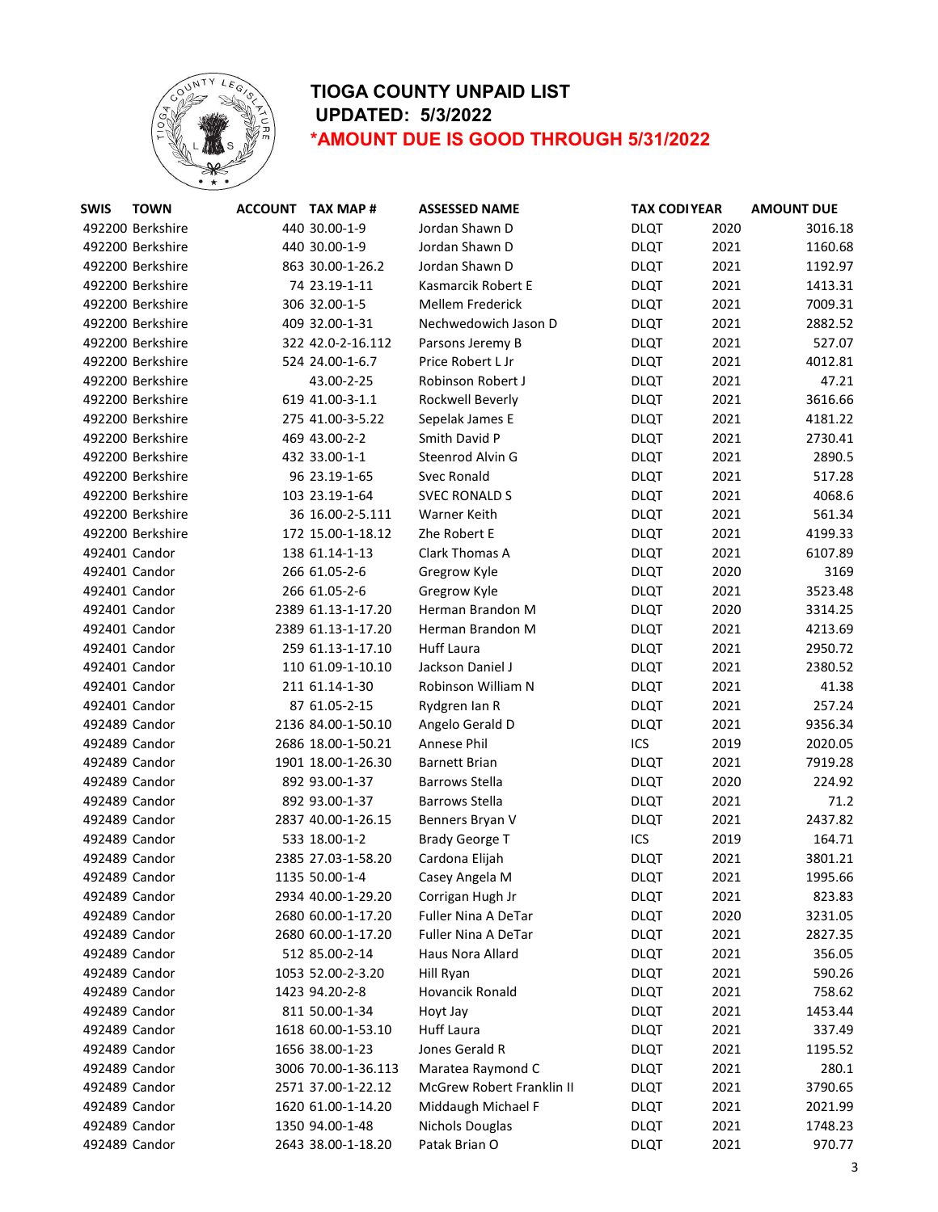# TIOGA COUNTY UNPAID LIST

**UPDATED: 5/3/2022**

***AMOUNT DUE IS GOOD THROUGH 5/31/2022**

| SWIS | TOWN | ACCOUNT | TAX MAP # | ASSESSED NAME | TAX CODE | YEAR | AMOUNT DUE |
|---|---|---|---|---|---|---|---|
| 492200 | Berkshire | 440 | 30.00-1-9 | Jordan Shawn D | DLQT | 2020 | 3016.18 |
| 492200 | Berkshire | 440 | 30.00-1-9 | Jordan Shawn D | DLQT | 2021 | 1160.68 |
| 492200 | Berkshire | 863 | 30.00-1-26.2 | Jordan Shawn D | DLQT | 2021 | 1192.97 |
| 492200 | Berkshire | 74 | 23.19-1-11 | Kasmarcik Robert E | DLQT | 2021 | 1413.31 |
| 492200 | Berkshire | 306 | 32.00-1-5 | Mellem Frederick | DLQT | 2021 | 7009.31 |
| 492200 | Berkshire | 409 | 32.00-1-31 | Nechwedowich Jason D | DLQT | 2021 | 2882.52 |
| 492200 | Berkshire | 322 | 42.0-2-16.112 | Parsons Jeremy B | DLQT | 2021 | 527.07 |
| 492200 | Berkshire | 524 | 24.00-1-6.7 | Price Robert L Jr | DLQT | 2021 | 4012.81 |
| 492200 | Berkshire | | 43.00-2-25 | Robinson Robert J | DLQT | 2021 | 47.21 |
| 492200 | Berkshire | 619 | 41.00-3-1.1 | Rockwell Beverly | DLQT | 2021 | 3616.66 |
| 492200 | Berkshire | 275 | 41.00-3-5.22 | Sepelak James E | DLQT | 2021 | 4181.22 |
| 492200 | Berkshire | 469 | 43.00-2-2 | Smith David P | DLQT | 2021 | 2730.41 |
| 492200 | Berkshire | 432 | 33.00-1-1 | Steenrod Alvin G | DLQT | 2021 | 2890.5 |
| 492200 | Berkshire | 96 | 23.19-1-65 | Svec Ronald | DLQT | 2021 | 517.28 |
| 492200 | Berkshire | 103 | 23.19-1-64 | SVEC RONALD S | DLQT | 2021 | 4068.6 |
| 492200 | Berkshire | 36 | 16.00-2-5.111 | Warner Keith | DLQT | 2021 | 561.34 |
| 492200 | Berkshire | 172 | 15.00-1-18.12 | Zhe Robert E | DLQT | 2021 | 4199.33 |
| 492401 | Candor | 138 | 61.14-1-13 | Clark Thomas A | DLQT | 2021 | 6107.89 |
| 492401 | Candor | 266 | 61.05-2-6 | Gregrow Kyle | DLQT | 2020 | 3169 |
| 492401 | Candor | 266 | 61.05-2-6 | Gregrow Kyle | DLQT | 2021 | 3523.48 |
| 492401 | Candor | 2389 | 61.13-1-17.20 | Herman Brandon M | DLQT | 2020 | 3314.25 |
| 492401 | Candor | 2389 | 61.13-1-17.20 | Herman Brandon M | DLQT | 2021 | 4213.69 |
| 492401 | Candor | 259 | 61.13-1-17.10 | Huff Laura | DLQT | 2021 | 2950.72 |
| 492401 | Candor | 110 | 61.09-1-10.10 | Jackson Daniel J | DLQT | 2021 | 2380.52 |
| 492401 | Candor | 211 | 61.14-1-30 | Robinson William N | DLQT | 2021 | 41.38 |
| 492401 | Candor | 87 | 61.05-2-15 | Rydgren Ian R | DLQT | 2021 | 257.24 |
| 492489 | Candor | 2136 | 84.00-1-50.10 | Angelo Gerald D | DLQT | 2021 | 9356.34 |
| 492489 | Candor | 2686 | 18.00-1-50.21 | Annese Phil | ICS | 2019 | 2020.05 |
| 492489 | Candor | 1901 | 18.00-1-26.30 | Barnett Brian | DLQT | 2021 | 7919.28 |
| 492489 | Candor | 892 | 93.00-1-37 | Barrows Stella | DLQT | 2020 | 224.92 |
| 492489 | Candor | 892 | 93.00-1-37 | Barrows Stella | DLQT | 2021 | 71.2 |
| 492489 | Candor | 2837 | 40.00-1-26.15 | Benners Bryan V | DLQT | 2021 | 2437.82 |
| 492489 | Candor | 533 | 18.00-1-2 | Brady George T | ICS | 2019 | 164.71 |
| 492489 | Candor | 2385 | 27.03-1-58.20 | Cardona Elijah | DLQT | 2021 | 3801.21 |
| 492489 | Candor | 1135 | 50.00-1-4 | Casey Angela M | DLQT | 2021 | 1995.66 |
| 492489 | Candor | 2934 | 40.00-1-29.20 | Corrigan Hugh Jr | DLQT | 2021 | 823.83 |
| 492489 | Candor | 2680 | 60.00-1-17.20 | Fuller Nina A DeTar | DLQT | 2020 | 3231.05 |
| 492489 | Candor | 2680 | 60.00-1-17.20 | Fuller Nina A DeTar | DLQT | 2021 | 2827.35 |
| 492489 | Candor | 512 | 85.00-2-14 | Haus Nora Allard | DLQT | 2021 | 356.05 |
| 492489 | Candor | 1053 | 52.00-2-3.20 | Hill Ryan | DLQT | 2021 | 590.26 |
| 492489 | Candor | 1423 | 94.20-2-8 | Hovancik Ronald | DLQT | 2021 | 758.62 |
| 492489 | Candor | 811 | 50.00-1-34 | Hoyt Jay | DLQT | 2021 | 1453.44 |
| 492489 | Candor | 1618 | 60.00-1-53.10 | Huff Laura | DLQT | 2021 | 337.49 |
| 492489 | Candor | 1656 | 38.00-1-23 | Jones Gerald R | DLQT | 2021 | 1195.52 |
| 492489 | Candor | 3006 | 70.00-1-36.113 | Maratea Raymond C | DLQT | 2021 | 280.1 |
| 492489 | Candor | 2571 | 37.00-1-22.12 | McGrew Robert Franklin II | DLQT | 2021 | 3790.65 |
| 492489 | Candor | 1620 | 61.00-1-14.20 | Middaugh Michael F | DLQT | 2021 | 2021.99 |
| 492489 | Candor | 1350 | 94.00-1-48 | Nichols Douglas | DLQT | 2021 | 1748.23 |
| 492489 | Candor | 2643 | 38.00-1-18.20 | Patak Brian O | DLQT | 2021 | 970.77 |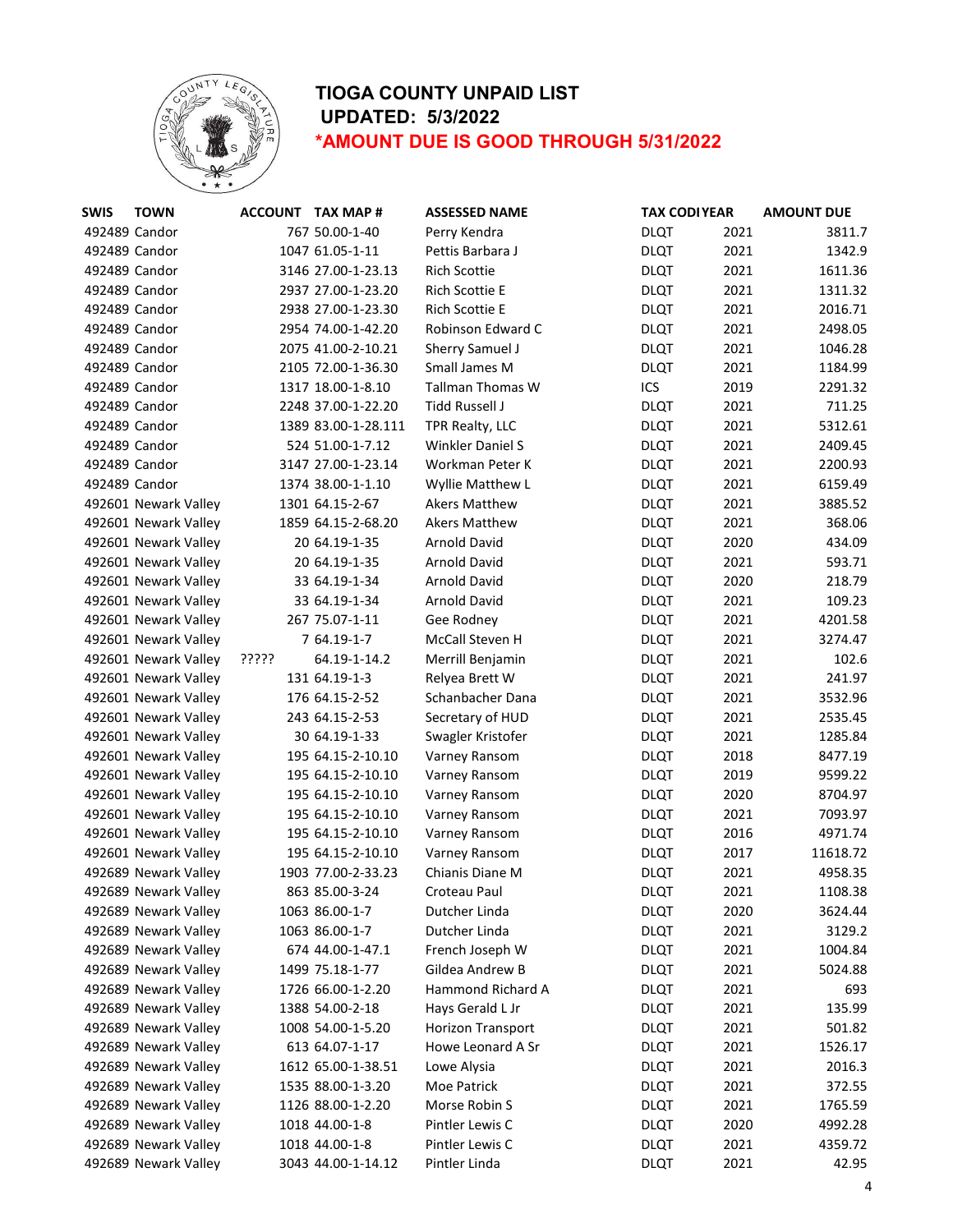# TIOGA COUNTY UNPAID LIST

**UPDATED: 5/3/2022**

**\*AMOUNT DUE IS GOOD THROUGH 5/31/2022**

| SWIS | TOWN | ACCOUNT | TAX MAP # | ASSESSED NAME | TAX CODI | YEAR | AMOUNT DUE |
|---|---|---|---|---|---|---|---|
| 492489 | Candor | 767 | 50.00-1-40 | Perry Kendra | DLQT | 2021 | 3811.7 |
| 492489 | Candor | 1047 | 61.05-1-11 | Pettis Barbara J | DLQT | 2021 | 1342.9 |
| 492489 | Candor | 3146 | 27.00-1-23.13 | Rich Scottie | DLQT | 2021 | 1611.36 |
| 492489 | Candor | 2937 | 27.00-1-23.20 | Rich Scottie E | DLQT | 2021 | 1311.32 |
| 492489 | Candor | 2938 | 27.00-1-23.30 | Rich Scottie E | DLQT | 2021 | 2016.71 |
| 492489 | Candor | 2954 | 74.00-1-42.20 | Robinson Edward C | DLQT | 2021 | 2498.05 |
| 492489 | Candor | 2075 | 41.00-2-10.21 | Sherry Samuel J | DLQT | 2021 | 1046.28 |
| 492489 | Candor | 2105 | 72.00-1-36.30 | Small James M | DLQT | 2021 | 1184.99 |
| 492489 | Candor | 1317 | 18.00-1-8.10 | Tallman Thomas W | ICS | 2019 | 2291.32 |
| 492489 | Candor | 2248 | 37.00-1-22.20 | Tidd Russell J | DLQT | 2021 | 711.25 |
| 492489 | Candor | 1389 | 83.00-1-28.111 | TPR Realty, LLC | DLQT | 2021 | 5312.61 |
| 492489 | Candor | 524 | 51.00-1-7.12 | Winkler Daniel S | DLQT | 2021 | 2409.45 |
| 492489 | Candor | 3147 | 27.00-1-23.14 | Workman Peter K | DLQT | 2021 | 2200.93 |
| 492489 | Candor | 1374 | 38.00-1-1.10 | Wyllie Matthew L | DLQT | 2021 | 6159.49 |
| 492601 | Newark Valley | 1301 | 64.15-2-67 | Akers Matthew | DLQT | 2021 | 3885.52 |
| 492601 | Newark Valley | 1859 | 64.15-2-68.20 | Akers Matthew | DLQT | 2021 | 368.06 |
| 492601 | Newark Valley | 20 | 64.19-1-35 | Arnold David | DLQT | 2020 | 434.09 |
| 492601 | Newark Valley | 20 | 64.19-1-35 | Arnold David | DLQT | 2021 | 593.71 |
| 492601 | Newark Valley | 33 | 64.19-1-34 | Arnold David | DLQT | 2020 | 218.79 |
| 492601 | Newark Valley | 33 | 64.19-1-34 | Arnold David | DLQT | 2021 | 109.23 |
| 492601 | Newark Valley | 267 | 75.07-1-11 | Gee Rodney | DLQT | 2021 | 4201.58 |
| 492601 | Newark Valley | 7 | 64.19-1-7 | McCall Steven H | DLQT | 2021 | 3274.47 |
| 492601 | Newark Valley | ????? | 64.19-1-14.2 | Merrill Benjamin | DLQT | 2021 | 102.6 |
| 492601 | Newark Valley | 131 | 64.19-1-3 | Relyea Brett W | DLQT | 2021 | 241.97 |
| 492601 | Newark Valley | 176 | 64.15-2-52 | Schanbacher Dana | DLQT | 2021 | 3532.96 |
| 492601 | Newark Valley | 243 | 64.15-2-53 | Secretary of HUD | DLQT | 2021 | 2535.45 |
| 492601 | Newark Valley | 30 | 64.19-1-33 | Swagler Kristofer | DLQT | 2021 | 1285.84 |
| 492601 | Newark Valley | 195 | 64.15-2-10.10 | Varney Ransom | DLQT | 2018 | 8477.19 |
| 492601 | Newark Valley | 195 | 64.15-2-10.10 | Varney Ransom | DLQT | 2019 | 9599.22 |
| 492601 | Newark Valley | 195 | 64.15-2-10.10 | Varney Ransom | DLQT | 2020 | 8704.97 |
| 492601 | Newark Valley | 195 | 64.15-2-10.10 | Varney Ransom | DLQT | 2021 | 7093.97 |
| 492601 | Newark Valley | 195 | 64.15-2-10.10 | Varney Ransom | DLQT | 2016 | 4971.74 |
| 492601 | Newark Valley | 195 | 64.15-2-10.10 | Varney Ransom | DLQT | 2017 | 11618.72 |
| 492689 | Newark Valley | 1903 | 77.00-2-33.23 | Chianis Diane M | DLQT | 2021 | 4958.35 |
| 492689 | Newark Valley | 863 | 85.00-3-24 | Croteau Paul | DLQT | 2021 | 1108.38 |
| 492689 | Newark Valley | 1063 | 86.00-1-7 | Dutcher Linda | DLQT | 2020 | 3624.44 |
| 492689 | Newark Valley | 1063 | 86.00-1-7 | Dutcher Linda | DLQT | 2021 | 3129.2 |
| 492689 | Newark Valley | 674 | 44.00-1-47.1 | French Joseph W | DLQT | 2021 | 1004.84 |
| 492689 | Newark Valley | 1499 | 75.18-1-77 | Gildea Andrew B | DLQT | 2021 | 5024.88 |
| 492689 | Newark Valley | 1726 | 66.00-1-2.20 | Hammond Richard A | DLQT | 2021 | 693 |
| 492689 | Newark Valley | 1388 | 54.00-2-18 | Hays Gerald L Jr | DLQT | 2021 | 135.99 |
| 492689 | Newark Valley | 1008 | 54.00-1-5.20 | Horizon Transport | DLQT | 2021 | 501.82 |
| 492689 | Newark Valley | 613 | 64.07-1-17 | Howe Leonard A Sr | DLQT | 2021 | 1526.17 |
| 492689 | Newark Valley | 1612 | 65.00-1-38.51 | Lowe Alysia | DLQT | 2021 | 2016.3 |
| 492689 | Newark Valley | 1535 | 88.00-1-3.20 | Moe Patrick | DLQT | 2021 | 372.55 |
| 492689 | Newark Valley | 1126 | 88.00-1-2.20 | Morse Robin S | DLQT | 2021 | 1765.59 |
| 492689 | Newark Valley | 1018 | 44.00-1-8 | Pintler Lewis C | DLQT | 2020 | 4992.28 |
| 492689 | Newark Valley | 1018 | 44.00-1-8 | Pintler Lewis C | DLQT | 2021 | 4359.72 |
| 492689 | Newark Valley | 3043 | 44.00-1-14.12 | Pintler Linda | DLQT | 2021 | 42.95 |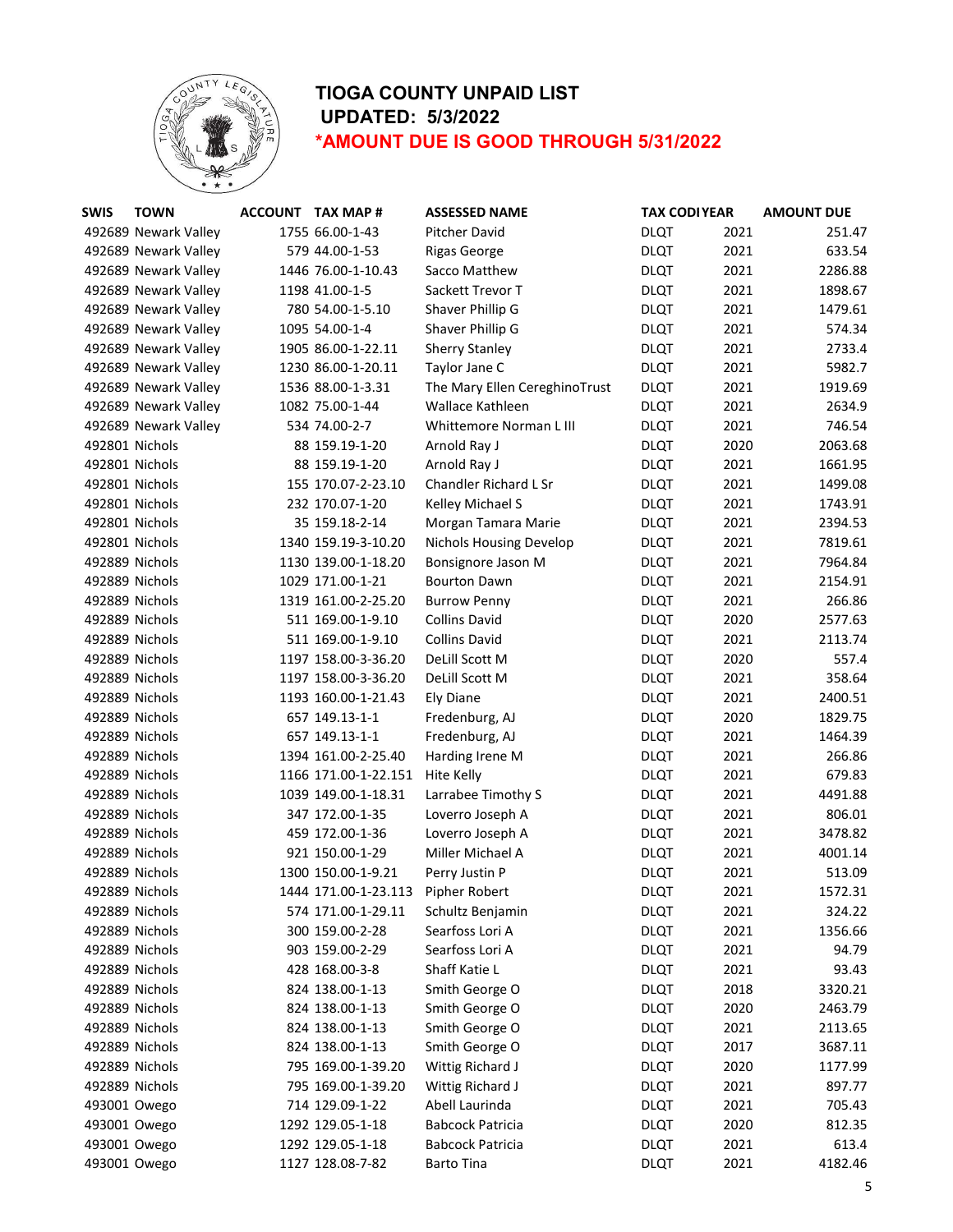# TIOGA COUNTY UNPAID LIST

**UPDATED: 5/3/2022**

***AMOUNT DUE IS GOOD THROUGH 5/31/2022**

| SWIS | TOWN | ACCOUNT | TAX MAP # | ASSESSED NAME | TAX CODE | YEAR | AMOUNT DUE |
|---|---|---|---|---|---|---|---|
| 492689 | Newark Valley | 1755 | 66.00-1-43 | Pitcher David | DLQT | 2021 | 251.47 |
| 492689 | Newark Valley | 579 | 44.00-1-53 | Rigas George | DLQT | 2021 | 633.54 |
| 492689 | Newark Valley | 1446 | 76.00-1-10.43 | Sacco Matthew | DLQT | 2021 | 2286.88 |
| 492689 | Newark Valley | 1198 | 41.00-1-5 | Sackett Trevor T | DLQT | 2021 | 1898.67 |
| 492689 | Newark Valley | 780 | 54.00-1-5.10 | Shaver Phillip G | DLQT | 2021 | 1479.61 |
| 492689 | Newark Valley | 1095 | 54.00-1-4 | Shaver Phillip G | DLQT | 2021 | 574.34 |
| 492689 | Newark Valley | 1905 | 86.00-1-22.11 | Sherry Stanley | DLQT | 2021 | 2733.4 |
| 492689 | Newark Valley | 1230 | 86.00-1-20.11 | Taylor Jane C | DLQT | 2021 | 5982.7 |
| 492689 | Newark Valley | 1536 | 88.00-1-3.31 | The Mary Ellen CereghinoTrust | DLQT | 2021 | 1919.69 |
| 492689 | Newark Valley | 1082 | 75.00-1-44 | Wallace Kathleen | DLQT | 2021 | 2634.9 |
| 492689 | Newark Valley | 534 | 74.00-2-7 | Whittemore Norman L III | DLQT | 2021 | 746.54 |
| 492801 | Nichols | 88 | 159.19-1-20 | Arnold Ray J | DLQT | 2020 | 2063.68 |
| 492801 | Nichols | 88 | 159.19-1-20 | Arnold Ray J | DLQT | 2021 | 1661.95 |
| 492801 | Nichols | 155 | 170.07-2-23.10 | Chandler Richard L Sr | DLQT | 2021 | 1499.08 |
| 492801 | Nichols | 232 | 170.07-1-20 | Kelley Michael S | DLQT | 2021 | 1743.91 |
| 492801 | Nichols | 35 | 159.18-2-14 | Morgan Tamara Marie | DLQT | 2021 | 2394.53 |
| 492801 | Nichols | 1340 | 159.19-3-10.20 | Nichols Housing Develop | DLQT | 2021 | 7819.61 |
| 492889 | Nichols | 1130 | 139.00-1-18.20 | Bonsignore Jason M | DLQT | 2021 | 7964.84 |
| 492889 | Nichols | 1029 | 171.00-1-21 | Bourton Dawn | DLQT | 2021 | 2154.91 |
| 492889 | Nichols | 1319 | 161.00-2-25.20 | Burrow Penny | DLQT | 2021 | 266.86 |
| 492889 | Nichols | 511 | 169.00-1-9.10 | Collins David | DLQT | 2020 | 2577.63 |
| 492889 | Nichols | 511 | 169.00-1-9.10 | Collins David | DLQT | 2021 | 2113.74 |
| 492889 | Nichols | 1197 | 158.00-3-36.20 | DeLill Scott M | DLQT | 2020 | 557.4 |
| 492889 | Nichols | 1197 | 158.00-3-36.20 | DeLill Scott M | DLQT | 2021 | 358.64 |
| 492889 | Nichols | 1193 | 160.00-1-21.43 | Ely Diane | DLQT | 2021 | 2400.51 |
| 492889 | Nichols | 657 | 149.13-1-1 | Fredenburg, AJ | DLQT | 2020 | 1829.75 |
| 492889 | Nichols | 657 | 149.13-1-1 | Fredenburg, AJ | DLQT | 2021 | 1464.39 |
| 492889 | Nichols | 1394 | 161.00-2-25.40 | Harding Irene M | DLQT | 2021 | 266.86 |
| 492889 | Nichols | 1166 | 171.00-1-22.151 | Hite Kelly | DLQT | 2021 | 679.83 |
| 492889 | Nichols | 1039 | 149.00-1-18.31 | Larrabee Timothy S | DLQT | 2021 | 4491.88 |
| 492889 | Nichols | 347 | 172.00-1-35 | Loverro Joseph A | DLQT | 2021 | 806.01 |
| 492889 | Nichols | 459 | 172.00-1-36 | Loverro Joseph A | DLQT | 2021 | 3478.82 |
| 492889 | Nichols | 921 | 150.00-1-29 | Miller Michael A | DLQT | 2021 | 4001.14 |
| 492889 | Nichols | 1300 | 150.00-1-9.21 | Perry Justin P | DLQT | 2021 | 513.09 |
| 492889 | Nichols | 1444 | 171.00-1-23.113 | Pipher Robert | DLQT | 2021 | 1572.31 |
| 492889 | Nichols | 574 | 171.00-1-29.11 | Schultz Benjamin | DLQT | 2021 | 324.22 |
| 492889 | Nichols | 300 | 159.00-2-28 | Searfoss Lori A | DLQT | 2021 | 1356.66 |
| 492889 | Nichols | 903 | 159.00-2-29 | Searfoss Lori A | DLQT | 2021 | 94.79 |
| 492889 | Nichols | 428 | 168.00-3-8 | Shaff Katie L | DLQT | 2021 | 93.43 |
| 492889 | Nichols | 824 | 138.00-1-13 | Smith George O | DLQT | 2018 | 3320.21 |
| 492889 | Nichols | 824 | 138.00-1-13 | Smith George O | DLQT | 2020 | 2463.79 |
| 492889 | Nichols | 824 | 138.00-1-13 | Smith George O | DLQT | 2021 | 2113.65 |
| 492889 | Nichols | 824 | 138.00-1-13 | Smith George O | DLQT | 2017 | 3687.11 |
| 492889 | Nichols | 795 | 169.00-1-39.20 | Wittig Richard J | DLQT | 2020 | 1177.99 |
| 492889 | Nichols | 795 | 169.00-1-39.20 | Wittig Richard J | DLQT | 2021 | 897.77 |
| 493001 | Owego | 714 | 129.09-1-22 | Abell Laurinda | DLQT | 2021 | 705.43 |
| 493001 | Owego | 1292 | 129.05-1-18 | Babcock Patricia | DLQT | 2020 | 812.35 |
| 493001 | Owego | 1292 | 129.05-1-18 | Babcock Patricia | DLQT | 2021 | 613.4 |
| 493001 | Owego | 1127 | 128.08-7-82 | Barto Tina | DLQT | 2021 | 4182.46 |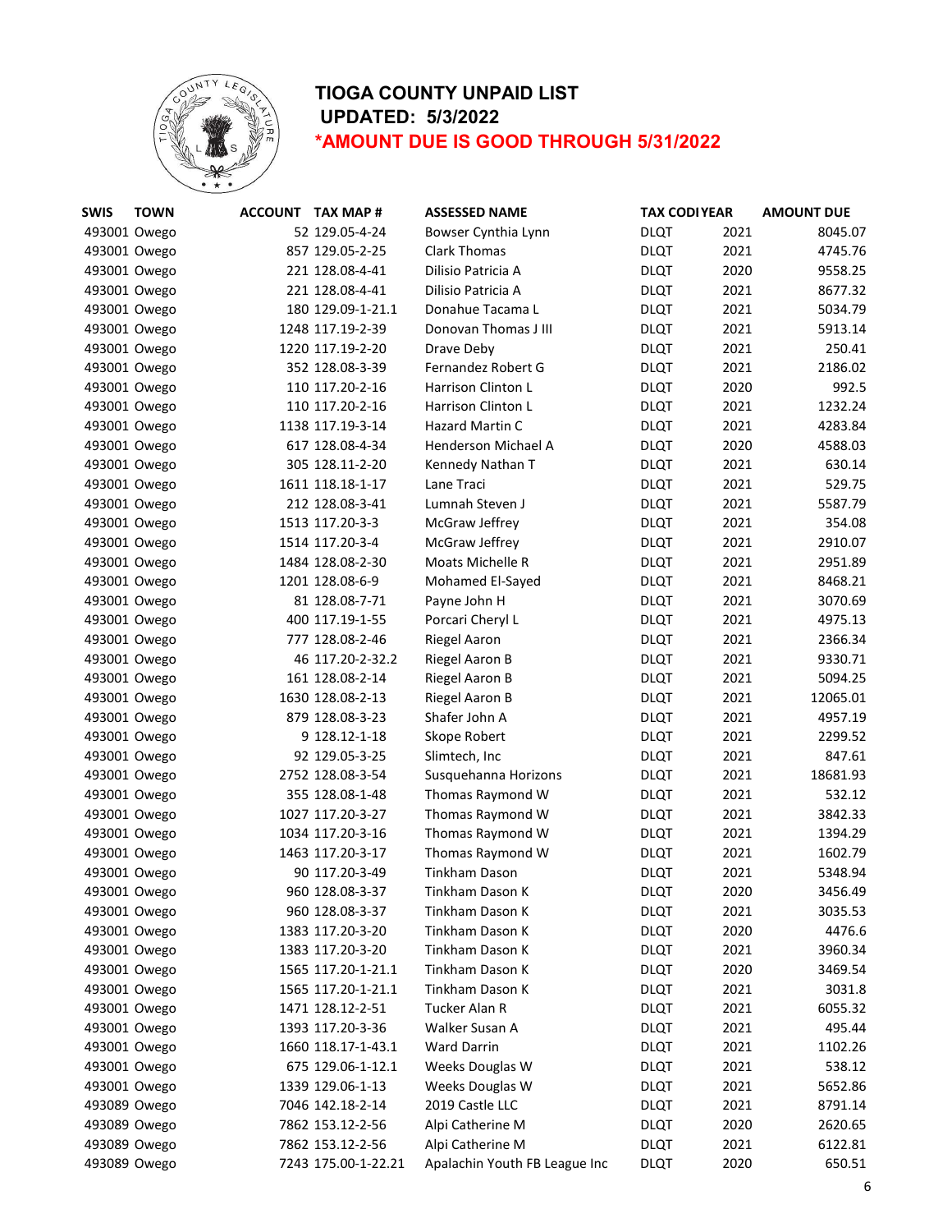# TIOGA COUNTY UNPAID LIST

**UPDATED: 5/3/2022**

***AMOUNT DUE IS GOOD THROUGH 5/31/2022**

| SWIS | TOWN | ACCOUNT | TAX MAP # | ASSESSED NAME | TAX CODE | YEAR | AMOUNT DUE |
|---|---|---|---|---|---|---|---|
| 493001 | Owego | 52 | 129.05-4-24 | Bowser Cynthia Lynn | DLQT | 2021 | 8045.07 |
| 493001 | Owego | 857 | 129.05-2-25 | Clark Thomas | DLQT | 2021 | 4745.76 |
| 493001 | Owego | 221 | 128.08-4-41 | Dilisio Patricia A | DLQT | 2020 | 9558.25 |
| 493001 | Owego | 221 | 128.08-4-41 | Dilisio Patricia A | DLQT | 2021 | 8677.32 |
| 493001 | Owego | 180 | 129.09-1-21.1 | Donahue Tacama L | DLQT | 2021 | 5034.79 |
| 493001 | Owego | 1248 | 117.19-2-39 | Donovan Thomas J III | DLQT | 2021 | 5913.14 |
| 493001 | Owego | 1220 | 117.19-2-20 | Drave Deby | DLQT | 2021 | 250.41 |
| 493001 | Owego | 352 | 128.08-3-39 | Fernandez Robert G | DLQT | 2021 | 2186.02 |
| 493001 | Owego | 110 | 117.20-2-16 | Harrison Clinton L | DLQT | 2020 | 992.5 |
| 493001 | Owego | 110 | 117.20-2-16 | Harrison Clinton L | DLQT | 2021 | 1232.24 |
| 493001 | Owego | 1138 | 117.19-3-14 | Hazard Martin C | DLQT | 2021 | 4283.84 |
| 493001 | Owego | 617 | 128.08-4-34 | Henderson Michael A | DLQT | 2020 | 4588.03 |
| 493001 | Owego | 305 | 128.11-2-20 | Kennedy Nathan T | DLQT | 2021 | 630.14 |
| 493001 | Owego | 1611 | 118.18-1-17 | Lane Traci | DLQT | 2021 | 529.75 |
| 493001 | Owego | 212 | 128.08-3-41 | Lumnah Steven J | DLQT | 2021 | 5587.79 |
| 493001 | Owego | 1513 | 117.20-3-3 | McGraw Jeffrey | DLQT | 2021 | 354.08 |
| 493001 | Owego | 1514 | 117.20-3-4 | McGraw Jeffrey | DLQT | 2021 | 2910.07 |
| 493001 | Owego | 1484 | 128.08-2-30 | Moats Michelle R | DLQT | 2021 | 2951.89 |
| 493001 | Owego | 1201 | 128.08-6-9 | Mohamed El-Sayed | DLQT | 2021 | 8468.21 |
| 493001 | Owego | 81 | 128.08-7-71 | Payne John H | DLQT | 2021 | 3070.69 |
| 493001 | Owego | 400 | 117.19-1-55 | Porcari Cheryl L | DLQT | 2021 | 4975.13 |
| 493001 | Owego | 777 | 128.08-2-46 | Riegel Aaron | DLQT | 2021 | 2366.34 |
| 493001 | Owego | 46 | 117.20-2-32.2 | Riegel Aaron B | DLQT | 2021 | 9330.71 |
| 493001 | Owego | 161 | 128.08-2-14 | Riegel Aaron B | DLQT | 2021 | 5094.25 |
| 493001 | Owego | 1630 | 128.08-2-13 | Riegel Aaron B | DLQT | 2021 | 12065.01 |
| 493001 | Owego | 879 | 128.08-3-23 | Shafer John A | DLQT | 2021 | 4957.19 |
| 493001 | Owego | 9 | 128.12-1-18 | Skope Robert | DLQT | 2021 | 2299.52 |
| 493001 | Owego | 92 | 129.05-3-25 | Slimtech, Inc | DLQT | 2021 | 847.61 |
| 493001 | Owego | 2752 | 128.08-3-54 | Susquehanna Horizons | DLQT | 2021 | 18681.93 |
| 493001 | Owego | 355 | 128.08-1-48 | Thomas Raymond W | DLQT | 2021 | 532.12 |
| 493001 | Owego | 1027 | 117.20-3-27 | Thomas Raymond W | DLQT | 2021 | 3842.33 |
| 493001 | Owego | 1034 | 117.20-3-16 | Thomas Raymond W | DLQT | 2021 | 1394.29 |
| 493001 | Owego | 1463 | 117.20-3-17 | Thomas Raymond W | DLQT | 2021 | 1602.79 |
| 493001 | Owego | 90 | 117.20-3-49 | Tinkham Dason | DLQT | 2021 | 5348.94 |
| 493001 | Owego | 960 | 128.08-3-37 | Tinkham Dason K | DLQT | 2020 | 3456.49 |
| 493001 | Owego | 960 | 128.08-3-37 | Tinkham Dason K | DLQT | 2021 | 3035.53 |
| 493001 | Owego | 1383 | 117.20-3-20 | Tinkham Dason K | DLQT | 2020 | 4476.6 |
| 493001 | Owego | 1383 | 117.20-3-20 | Tinkham Dason K | DLQT | 2021 | 3960.34 |
| 493001 | Owego | 1565 | 117.20-1-21.1 | Tinkham Dason K | DLQT | 2020 | 3469.54 |
| 493001 | Owego | 1565 | 117.20-1-21.1 | Tinkham Dason K | DLQT | 2021 | 3031.8 |
| 493001 | Owego | 1471 | 128.12-2-51 | Tucker Alan R | DLQT | 2021 | 6055.32 |
| 493001 | Owego | 1393 | 117.20-3-36 | Walker Susan A | DLQT | 2021 | 495.44 |
| 493001 | Owego | 1660 | 118.17-1-43.1 | Ward Darrin | DLQT | 2021 | 1102.26 |
| 493001 | Owego | 675 | 129.06-1-12.1 | Weeks Douglas W | DLQT | 2021 | 538.12 |
| 493001 | Owego | 1339 | 129.06-1-13 | Weeks Douglas W | DLQT | 2021 | 5652.86 |
| 493089 | Owego | 7046 | 142.18-2-14 | 2019 Castle LLC | DLQT | 2021 | 8791.14 |
| 493089 | Owego | 7862 | 153.12-2-56 | Alpi Catherine M | DLQT | 2020 | 2620.65 |
| 493089 | Owego | 7862 | 153.12-2-56 | Alpi Catherine M | DLQT | 2021 | 6122.81 |
| 493089 | Owego | 7243 | 175.00-1-22.21 | Apalachin Youth FB League Inc | DLQT | 2020 | 650.51 |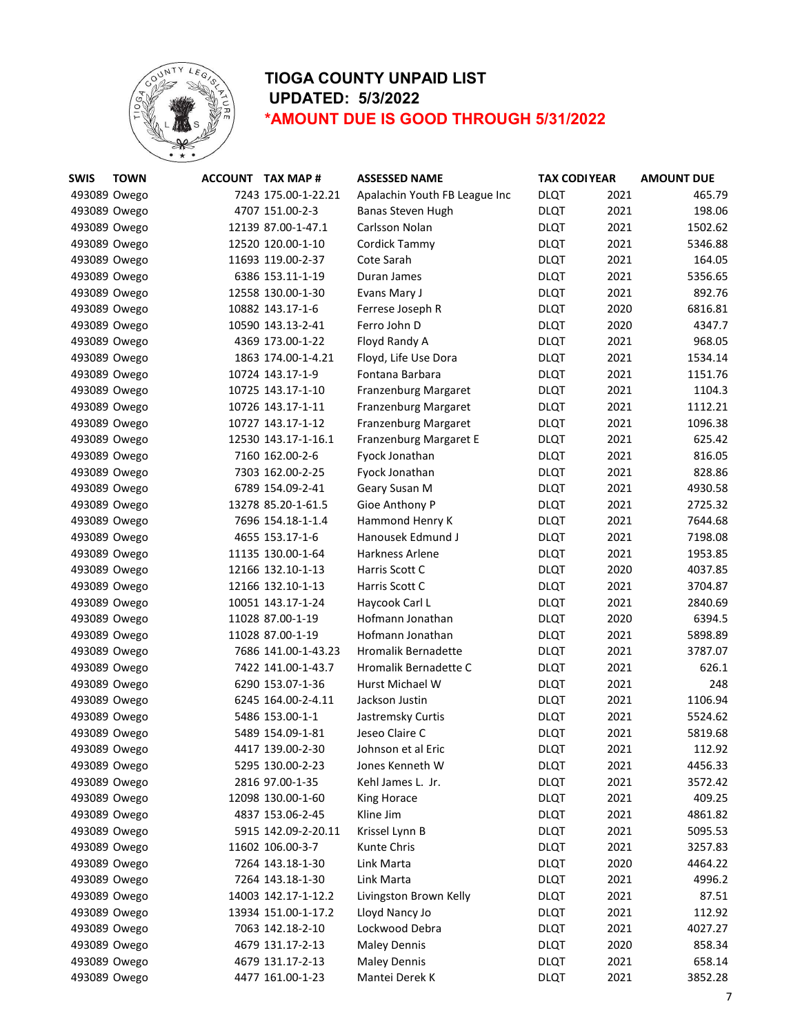# TIOGA COUNTY UNPAID LIST

**UPDATED: 5/3/2022**

***AMOUNT DUE IS GOOD THROUGH 5/31/2022**

| SWIS | TOWN | ACCOUNT | TAX MAP # | ASSESSED NAME | TAX CODE | YEAR | AMOUNT DUE |
|---|---|---|---|---|---|---|---|
| 493089 | Owego | 7243 | 175.00-1-22.21 | Apalachin Youth FB League Inc | DLQT | 2021 | 465.79 |
| 493089 | Owego | 4707 | 151.00-2-3 | Banas Steven Hugh | DLQT | 2021 | 198.06 |
| 493089 | Owego | 12139 | 87.00-1-47.1 | Carlsson Nolan | DLQT | 2021 | 1502.62 |
| 493089 | Owego | 12520 | 120.00-1-10 | Cordick Tammy | DLQT | 2021 | 5346.88 |
| 493089 | Owego | 11693 | 119.00-2-37 | Cote Sarah | DLQT | 2021 | 164.05 |
| 493089 | Owego | 6386 | 153.11-1-19 | Duran James | DLQT | 2021 | 5356.65 |
| 493089 | Owego | 12558 | 130.00-1-30 | Evans Mary J | DLQT | 2021 | 892.76 |
| 493089 | Owego | 10882 | 143.17-1-6 | Ferrese Joseph R | DLQT | 2020 | 6816.81 |
| 493089 | Owego | 10590 | 143.13-2-41 | Ferro John D | DLQT | 2020 | 4347.7 |
| 493089 | Owego | 4369 | 173.00-1-22 | Floyd Randy A | DLQT | 2021 | 968.05 |
| 493089 | Owego | 1863 | 174.00-1-4.21 | Floyd, Life Use Dora | DLQT | 2021 | 1534.14 |
| 493089 | Owego | 10724 | 143.17-1-9 | Fontana Barbara | DLQT | 2021 | 1151.76 |
| 493089 | Owego | 10725 | 143.17-1-10 | Franzenburg Margaret | DLQT | 2021 | 1104.3 |
| 493089 | Owego | 10726 | 143.17-1-11 | Franzenburg Margaret | DLQT | 2021 | 1112.21 |
| 493089 | Owego | 10727 | 143.17-1-12 | Franzenburg Margaret | DLQT | 2021 | 1096.38 |
| 493089 | Owego | 12530 | 143.17-1-16.1 | Franzenburg Margaret E | DLQT | 2021 | 625.42 |
| 493089 | Owego | 7160 | 162.00-2-6 | Fyock Jonathan | DLQT | 2021 | 816.05 |
| 493089 | Owego | 7303 | 162.00-2-25 | Fyock Jonathan | DLQT | 2021 | 828.86 |
| 493089 | Owego | 6789 | 154.09-2-41 | Geary Susan M | DLQT | 2021 | 4930.58 |
| 493089 | Owego | 13278 | 85.20-1-61.5 | Gioe Anthony P | DLQT | 2021 | 2725.32 |
| 493089 | Owego | 7696 | 154.18-1-1.4 | Hammond Henry K | DLQT | 2021 | 7644.68 |
| 493089 | Owego | 4655 | 153.17-1-6 | Hanousek Edmund J | DLQT | 2021 | 7198.08 |
| 493089 | Owego | 11135 | 130.00-1-64 | Harkness Arlene | DLQT | 2021 | 1953.85 |
| 493089 | Owego | 12166 | 132.10-1-13 | Harris Scott C | DLQT | 2020 | 4037.85 |
| 493089 | Owego | 12166 | 132.10-1-13 | Harris Scott C | DLQT | 2021 | 3704.87 |
| 493089 | Owego | 10051 | 143.17-1-24 | Haycook Carl L | DLQT | 2021 | 2840.69 |
| 493089 | Owego | 11028 | 87.00-1-19 | Hofmann Jonathan | DLQT | 2020 | 6394.5 |
| 493089 | Owego | 11028 | 87.00-1-19 | Hofmann Jonathan | DLQT | 2021 | 5898.89 |
| 493089 | Owego | 7686 | 141.00-1-43.23 | Hromalik Bernadette | DLQT | 2021 | 3787.07 |
| 493089 | Owego | 7422 | 141.00-1-43.7 | Hromalik Bernadette C | DLQT | 2021 | 626.1 |
| 493089 | Owego | 6290 | 153.07-1-36 | Hurst Michael W | DLQT | 2021 | 248 |
| 493089 | Owego | 6245 | 164.00-2-4.11 | Jackson Justin | DLQT | 2021 | 1106.94 |
| 493089 | Owego | 5486 | 153.00-1-1 | Jastremsky Curtis | DLQT | 2021 | 5524.62 |
| 493089 | Owego | 5489 | 154.09-1-81 | Jeseo Claire C | DLQT | 2021 | 5819.68 |
| 493089 | Owego | 4417 | 139.00-2-30 | Johnson et al Eric | DLQT | 2021 | 112.92 |
| 493089 | Owego | 5295 | 130.00-2-23 | Jones Kenneth W | DLQT | 2021 | 4456.33 |
| 493089 | Owego | 2816 | 97.00-1-35 | Kehl James L. Jr. | DLQT | 2021 | 3572.42 |
| 493089 | Owego | 12098 | 130.00-1-60 | King Horace | DLQT | 2021 | 409.25 |
| 493089 | Owego | 4837 | 153.06-2-45 | Kline Jim | DLQT | 2021 | 4861.82 |
| 493089 | Owego | 5915 | 142.09-2-20.11 | Krissel Lynn B | DLQT | 2021 | 5095.53 |
| 493089 | Owego | 11602 | 106.00-3-7 | Kunte Chris | DLQT | 2021 | 3257.83 |
| 493089 | Owego | 7264 | 143.18-1-30 | Link Marta | DLQT | 2020 | 4464.22 |
| 493089 | Owego | 7264 | 143.18-1-30 | Link Marta | DLQT | 2021 | 4996.2 |
| 493089 | Owego | 14003 | 142.17-1-12.2 | Livingston Brown Kelly | DLQT | 2021 | 87.51 |
| 493089 | Owego | 13934 | 151.00-1-17.2 | Lloyd Nancy Jo | DLQT | 2021 | 112.92 |
| 493089 | Owego | 7063 | 142.18-2-10 | Lockwood Debra | DLQT | 2021 | 4027.27 |
| 493089 | Owego | 4679 | 131.17-2-13 | Maley Dennis | DLQT | 2020 | 858.34 |
| 493089 | Owego | 4679 | 131.17-2-13 | Maley Dennis | DLQT | 2021 | 658.14 |
| 493089 | Owego | 4477 | 161.00-1-23 | Mantei Derek K | DLQT | 2021 | 3852.28 |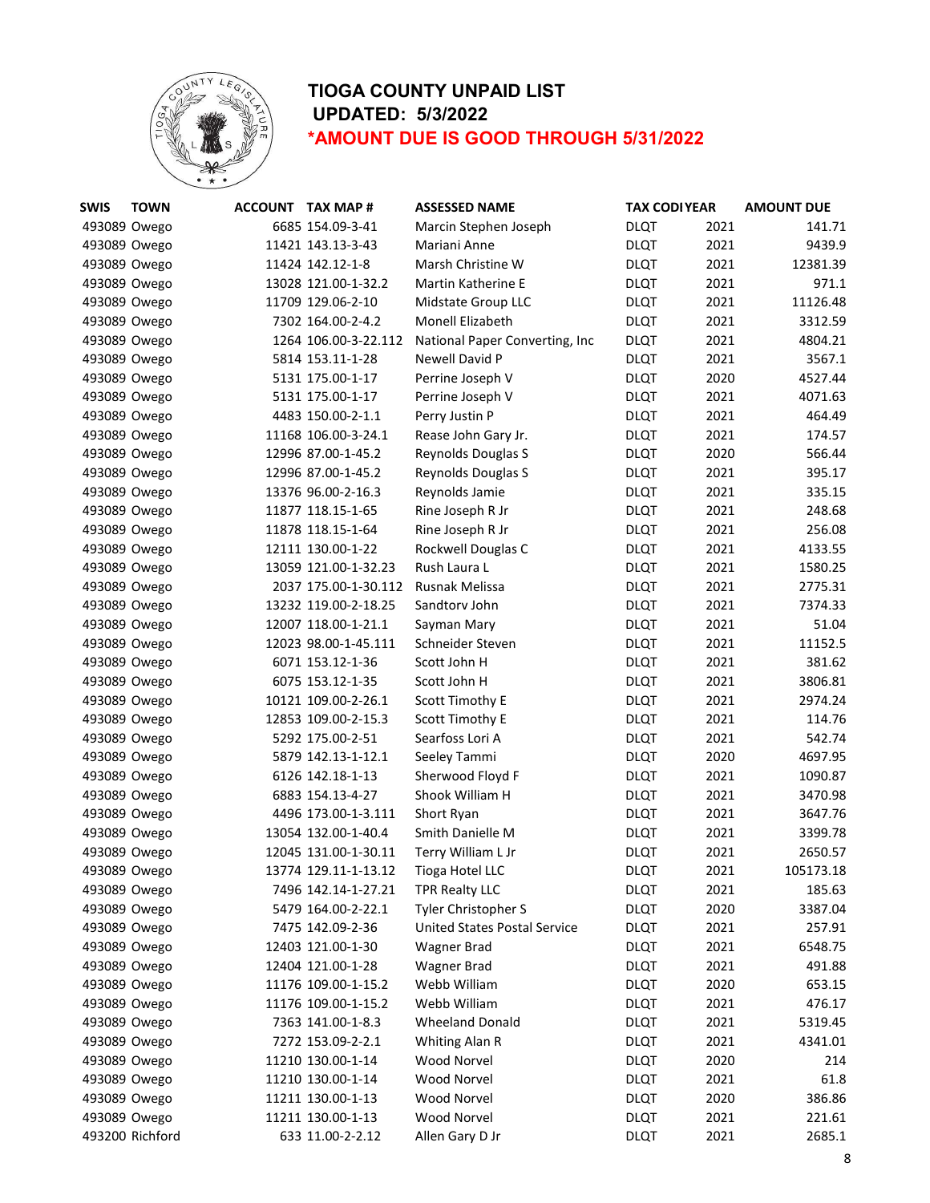# TIOGA COUNTY UNPAID LIST

## UPDATED: 5/3/2022

## *AMOUNT DUE IS GOOD THROUGH 5/31/2022

| SWIS | TOWN | ACCOUNT | TAX MAP # | ASSESSED NAME | TAX CODE | YEAR | AMOUNT DUE |
|---|---|---|---|---|---|---|---|
| 493089 | Owego | 6685 | 154.09-3-41 | Marcin Stephen Joseph | DLQT | 2021 | 141.71 |
| 493089 | Owego | 11421 | 143.13-3-43 | Mariani Anne | DLQT | 2021 | 9439.9 |
| 493089 | Owego | 11424 | 142.12-1-8 | Marsh Christine W | DLQT | 2021 | 12381.39 |
| 493089 | Owego | 13028 | 121.00-1-32.2 | Martin Katherine E | DLQT | 2021 | 971.1 |
| 493089 | Owego | 11709 | 129.06-2-10 | Midstate Group LLC | DLQT | 2021 | 11126.48 |
| 493089 | Owego | 7302 | 164.00-2-4.2 | Monell Elizabeth | DLQT | 2021 | 3312.59 |
| 493089 | Owego | 1264 | 106.00-3-22.112 | National Paper Converting, Inc | DLQT | 2021 | 4804.21 |
| 493089 | Owego | 5814 | 153.11-1-28 | Newell David P | DLQT | 2021 | 3567.1 |
| 493089 | Owego | 5131 | 175.00-1-17 | Perrine Joseph V | DLQT | 2020 | 4527.44 |
| 493089 | Owego | 5131 | 175.00-1-17 | Perrine Joseph V | DLQT | 2021 | 4071.63 |
| 493089 | Owego | 4483 | 150.00-2-1.1 | Perry Justin P | DLQT | 2021 | 464.49 |
| 493089 | Owego | 11168 | 106.00-3-24.1 | Rease John Gary Jr. | DLQT | 2021 | 174.57 |
| 493089 | Owego | 12996 | 87.00-1-45.2 | Reynolds Douglas S | DLQT | 2020 | 566.44 |
| 493089 | Owego | 12996 | 87.00-1-45.2 | Reynolds Douglas S | DLQT | 2021 | 395.17 |
| 493089 | Owego | 13376 | 96.00-2-16.3 | Reynolds Jamie | DLQT | 2021 | 335.15 |
| 493089 | Owego | 11877 | 118.15-1-65 | Rine Joseph R Jr | DLQT | 2021 | 248.68 |
| 493089 | Owego | 11878 | 118.15-1-64 | Rine Joseph R Jr | DLQT | 2021 | 256.08 |
| 493089 | Owego | 12111 | 130.00-1-22 | Rockwell Douglas C | DLQT | 2021 | 4133.55 |
| 493089 | Owego | 13059 | 121.00-1-32.23 | Rush Laura L | DLQT | 2021 | 1580.25 |
| 493089 | Owego | 2037 | 175.00-1-30.112 | Rusnak Melissa | DLQT | 2021 | 2775.31 |
| 493089 | Owego | 13232 | 119.00-2-18.25 | Sandtorv John | DLQT | 2021 | 7374.33 |
| 493089 | Owego | 12007 | 118.00-1-21.1 | Sayman Mary | DLQT | 2021 | 51.04 |
| 493089 | Owego | 12023 | 98.00-1-45.111 | Schneider Steven | DLQT | 2021 | 11152.5 |
| 493089 | Owego | 6071 | 153.12-1-36 | Scott John H | DLQT | 2021 | 381.62 |
| 493089 | Owego | 6075 | 153.12-1-35 | Scott John H | DLQT | 2021 | 3806.81 |
| 493089 | Owego | 10121 | 109.00-2-26.1 | Scott Timothy E | DLQT | 2021 | 2974.24 |
| 493089 | Owego | 12853 | 109.00-2-15.3 | Scott Timothy E | DLQT | 2021 | 114.76 |
| 493089 | Owego | 5292 | 175.00-2-51 | Searfoss Lori A | DLQT | 2021 | 542.74 |
| 493089 | Owego | 5879 | 142.13-1-12.1 | Seeley Tammi | DLQT | 2020 | 4697.95 |
| 493089 | Owego | 6126 | 142.18-1-13 | Sherwood Floyd F | DLQT | 2021 | 1090.87 |
| 493089 | Owego | 6883 | 154.13-4-27 | Shook William H | DLQT | 2021 | 3470.98 |
| 493089 | Owego | 4496 | 173.00-1-3.111 | Short Ryan | DLQT | 2021 | 3647.76 |
| 493089 | Owego | 13054 | 132.00-1-40.4 | Smith Danielle M | DLQT | 2021 | 3399.78 |
| 493089 | Owego | 12045 | 131.00-1-30.11 | Terry William L Jr | DLQT | 2021 | 2650.57 |
| 493089 | Owego | 13774 | 129.11-1-13.12 | Tioga Hotel LLC | DLQT | 2021 | 105173.18 |
| 493089 | Owego | 7496 | 142.14-1-27.21 | TPR Realty LLC | DLQT | 2021 | 185.63 |
| 493089 | Owego | 5479 | 164.00-2-22.1 | Tyler Christopher S | DLQT | 2020 | 3387.04 |
| 493089 | Owego | 7475 | 142.09-2-36 | United States Postal Service | DLQT | 2021 | 257.91 |
| 493089 | Owego | 12403 | 121.00-1-30 | Wagner Brad | DLQT | 2021 | 6548.75 |
| 493089 | Owego | 12404 | 121.00-1-28 | Wagner Brad | DLQT | 2021 | 491.88 |
| 493089 | Owego | 11176 | 109.00-1-15.2 | Webb William | DLQT | 2020 | 653.15 |
| 493089 | Owego | 11176 | 109.00-1-15.2 | Webb William | DLQT | 2021 | 476.17 |
| 493089 | Owego | 7363 | 141.00-1-8.3 | Wheeland Donald | DLQT | 2021 | 5319.45 |
| 493089 | Owego | 7272 | 153.09-2-2.1 | Whiting Alan R | DLQT | 2021 | 4341.01 |
| 493089 | Owego | 11210 | 130.00-1-14 | Wood Norvel | DLQT | 2020 | 214 |
| 493089 | Owego | 11210 | 130.00-1-14 | Wood Norvel | DLQT | 2021 | 61.8 |
| 493089 | Owego | 11211 | 130.00-1-13 | Wood Norvel | DLQT | 2020 | 386.86 |
| 493089 | Owego | 11211 | 130.00-1-13 | Wood Norvel | DLQT | 2021 | 221.61 |
| 493200 | Richford | 633 | 11.00-2-2.12 | Allen Gary D Jr | DLQT | 2021 | 2685.1 |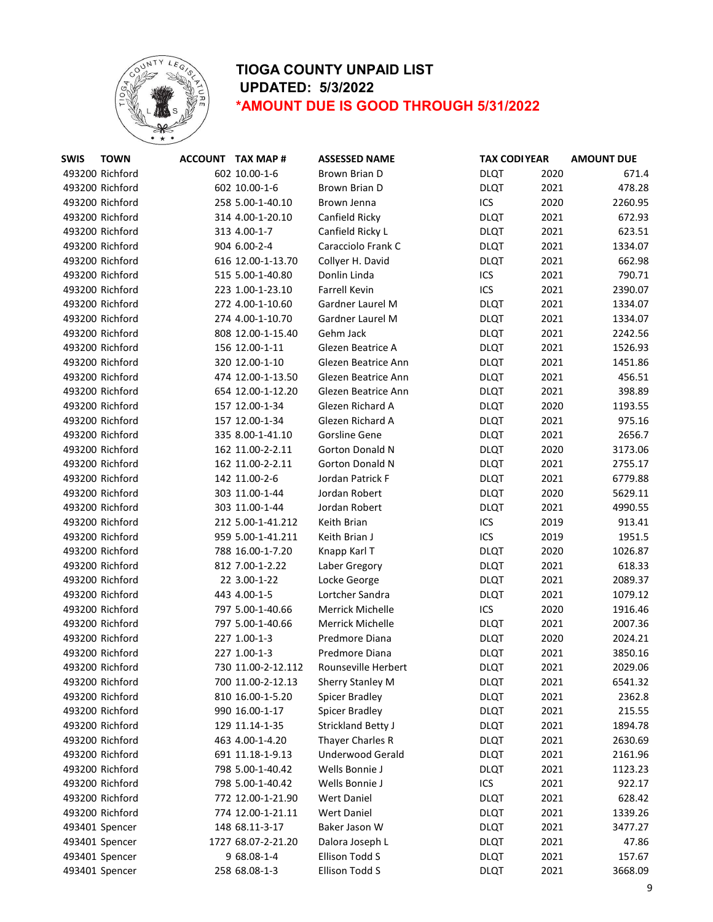# TIOGA COUNTY UNPAID LIST

**UPDATED: 5/3/2022**

***AMOUNT DUE IS GOOD THROUGH 5/31/2022**

| SWIS | TOWN | ACCOUNT | TAX MAP # | ASSESSED NAME | TAX CODE | YEAR | AMOUNT DUE |
|---|---|---|---|---|---|---|---|
| 493200 | Richford | 602 | 10.00-1-6 | Brown Brian D | DLQT | 2020 | 671.4 |
| 493200 | Richford | 602 | 10.00-1-6 | Brown Brian D | DLQT | 2021 | 478.28 |
| 493200 | Richford | 258 | 5.00-1-40.10 | Brown Jenna | ICS | 2020 | 2260.95 |
| 493200 | Richford | 314 | 4.00-1-20.10 | Canfield Ricky | DLQT | 2021 | 672.93 |
| 493200 | Richford | 313 | 4.00-1-7 | Canfield Ricky L | DLQT | 2021 | 623.51 |
| 493200 | Richford | 904 | 6.00-2-4 | Caracciolo Frank C | DLQT | 2021 | 1334.07 |
| 493200 | Richford | 616 | 12.00-1-13.70 | Collyer H. David | DLQT | 2021 | 662.98 |
| 493200 | Richford | 515 | 5.00-1-40.80 | Donlin Linda | ICS | 2021 | 790.71 |
| 493200 | Richford | 223 | 1.00-1-23.10 | Farrell Kevin | ICS | 2021 | 2390.07 |
| 493200 | Richford | 272 | 4.00-1-10.60 | Gardner Laurel M | DLQT | 2021 | 1334.07 |
| 493200 | Richford | 274 | 4.00-1-10.70 | Gardner Laurel M | DLQT | 2021 | 1334.07 |
| 493200 | Richford | 808 | 12.00-1-15.40 | Gehm Jack | DLQT | 2021 | 2242.56 |
| 493200 | Richford | 156 | 12.00-1-11 | Glezen Beatrice A | DLQT | 2021 | 1526.93 |
| 493200 | Richford | 320 | 12.00-1-10 | Glezen Beatrice Ann | DLQT | 2021 | 1451.86 |
| 493200 | Richford | 474 | 12.00-1-13.50 | Glezen Beatrice Ann | DLQT | 2021 | 456.51 |
| 493200 | Richford | 654 | 12.00-1-12.20 | Glezen Beatrice Ann | DLQT | 2021 | 398.89 |
| 493200 | Richford | 157 | 12.00-1-34 | Glezen Richard A | DLQT | 2020 | 1193.55 |
| 493200 | Richford | 157 | 12.00-1-34 | Glezen Richard A | DLQT | 2021 | 975.16 |
| 493200 | Richford | 335 | 8.00-1-41.10 | Gorsline Gene | DLQT | 2021 | 2656.7 |
| 493200 | Richford | 162 | 11.00-2-2.11 | Gorton Donald N | DLQT | 2020 | 3173.06 |
| 493200 | Richford | 162 | 11.00-2-2.11 | Gorton Donald N | DLQT | 2021 | 2755.17 |
| 493200 | Richford | 142 | 11.00-2-6 | Jordan Patrick F | DLQT | 2021 | 6779.88 |
| 493200 | Richford | 303 | 11.00-1-44 | Jordan Robert | DLQT | 2020 | 5629.11 |
| 493200 | Richford | 303 | 11.00-1-44 | Jordan Robert | DLQT | 2021 | 4990.55 |
| 493200 | Richford | 212 | 5.00-1-41.212 | Keith Brian | ICS | 2019 | 913.41 |
| 493200 | Richford | 959 | 5.00-1-41.211 | Keith Brian J | ICS | 2019 | 1951.5 |
| 493200 | Richford | 788 | 16.00-1-7.20 | Knapp Karl T | DLQT | 2020 | 1026.87 |
| 493200 | Richford | 812 | 7.00-1-2.22 | Laber Gregory | DLQT | 2021 | 618.33 |
| 493200 | Richford | 22 | 3.00-1-22 | Locke George | DLQT | 2021 | 2089.37 |
| 493200 | Richford | 443 | 4.00-1-5 | Lortcher Sandra | DLQT | 2021 | 1079.12 |
| 493200 | Richford | 797 | 5.00-1-40.66 | Merrick Michelle | ICS | 2020 | 1916.46 |
| 493200 | Richford | 797 | 5.00-1-40.66 | Merrick Michelle | DLQT | 2021 | 2007.36 |
| 493200 | Richford | 227 | 1.00-1-3 | Predmore Diana | DLQT | 2020 | 2024.21 |
| 493200 | Richford | 227 | 1.00-1-3 | Predmore Diana | DLQT | 2021 | 3850.16 |
| 493200 | Richford | 730 | 11.00-2-12.112 | Rounseville Herbert | DLQT | 2021 | 2029.06 |
| 493200 | Richford | 700 | 11.00-2-12.13 | Sherry Stanley M | DLQT | 2021 | 6541.32 |
| 493200 | Richford | 810 | 16.00-1-5.20 | Spicer Bradley | DLQT | 2021 | 2362.8 |
| 493200 | Richford | 990 | 16.00-1-17 | Spicer Bradley | DLQT | 2021 | 215.55 |
| 493200 | Richford | 129 | 11.14-1-35 | Strickland Betty J | DLQT | 2021 | 1894.78 |
| 493200 | Richford | 463 | 4.00-1-4.20 | Thayer Charles R | DLQT | 2021 | 2630.69 |
| 493200 | Richford | 691 | 11.18-1-9.13 | Underwood Gerald | DLQT | 2021 | 2161.96 |
| 493200 | Richford | 798 | 5.00-1-40.42 | Wells Bonnie J | DLQT | 2021 | 1123.23 |
| 493200 | Richford | 798 | 5.00-1-40.42 | Wells Bonnie J | ICS | 2021 | 922.17 |
| 493200 | Richford | 772 | 12.00-1-21.90 | Wert Daniel | DLQT | 2021 | 628.42 |
| 493200 | Richford | 774 | 12.00-1-21.11 | Wert Daniel | DLQT | 2021 | 1339.26 |
| 493401 | Spencer | 148 | 68.11-3-17 | Baker Jason W | DLQT | 2021 | 3477.27 |
| 493401 | Spencer | 1727 | 68.07-2-21.20 | Dalora Joseph L | DLQT | 2021 | 47.86 |
| 493401 | Spencer | 9 | 68.08-1-4 | Ellison Todd S | DLQT | 2021 | 157.67 |
| 493401 | Spencer | 258 | 68.08-1-3 | Ellison Todd S | DLQT | 2021 | 3668.09 |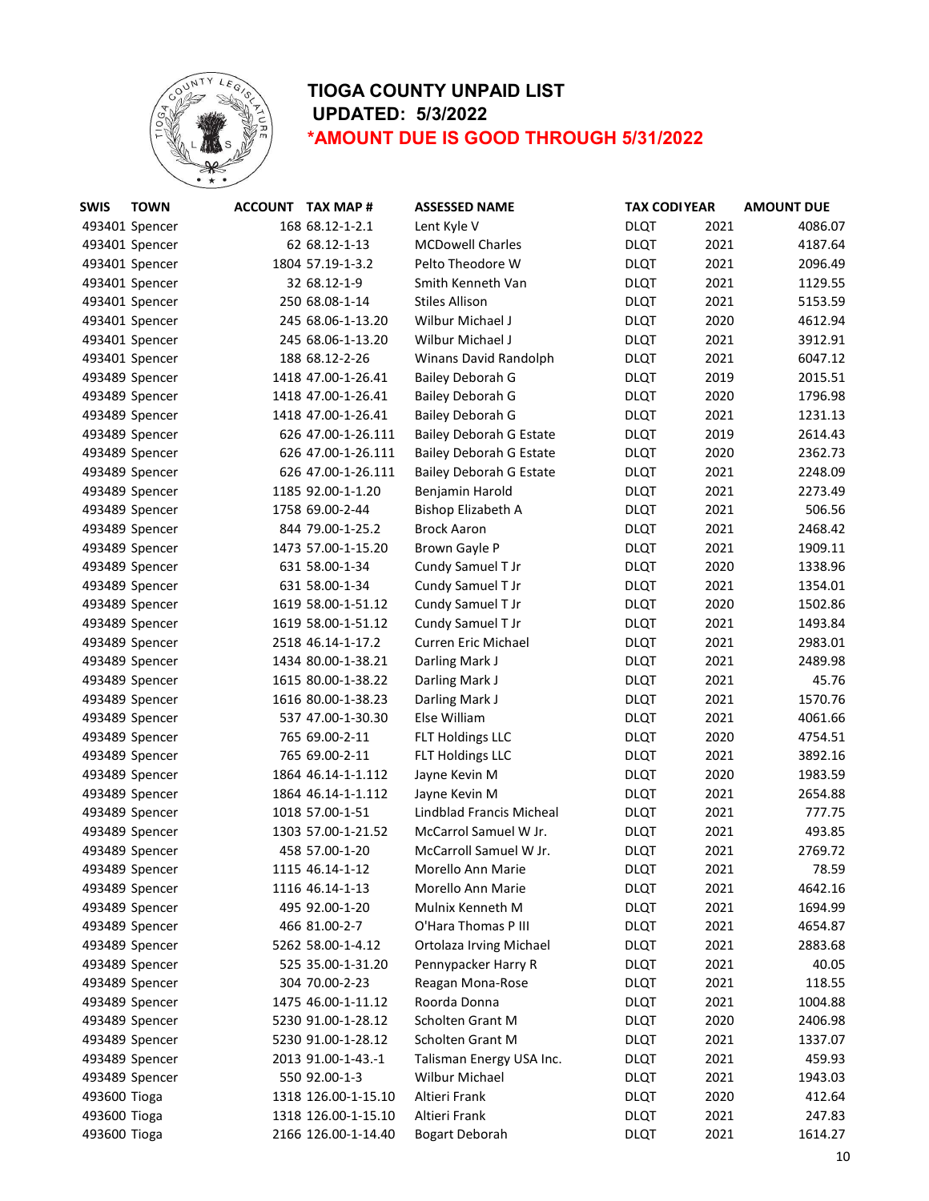# TIOGA COUNTY UNPAID LIST

## UPDATED: 5/3/2022

## *AMOUNT DUE IS GOOD THROUGH 5/31/2022

| SWIS | TOWN | ACCOUNT | TAX MAP # | ASSESSED NAME | TAX CODE | YEAR | AMOUNT DUE |
|---|---|---|---|---|---|---|---|
| 493401 | Spencer | 168 | 68.12-1-2.1 | Lent Kyle V | DLQT | 2021 | 4086.07 |
| 493401 | Spencer | 62 | 68.12-1-13 | MCDowell Charles | DLQT | 2021 | 4187.64 |
| 493401 | Spencer | 1804 | 57.19-1-3.2 | Pelto Theodore W | DLQT | 2021 | 2096.49 |
| 493401 | Spencer | 32 | 68.12-1-9 | Smith Kenneth Van | DLQT | 2021 | 1129.55 |
| 493401 | Spencer | 250 | 68.08-1-14 | Stiles Allison | DLQT | 2021 | 5153.59 |
| 493401 | Spencer | 245 | 68.06-1-13.20 | Wilbur Michael J | DLQT | 2020 | 4612.94 |
| 493401 | Spencer | 245 | 68.06-1-13.20 | Wilbur Michael J | DLQT | 2021 | 3912.91 |
| 493401 | Spencer | 188 | 68.12-2-26 | Winans David Randolph | DLQT | 2021 | 6047.12 |
| 493489 | Spencer | 1418 | 47.00-1-26.41 | Bailey Deborah G | DLQT | 2019 | 2015.51 |
| 493489 | Spencer | 1418 | 47.00-1-26.41 | Bailey Deborah G | DLQT | 2020 | 1796.98 |
| 493489 | Spencer | 1418 | 47.00-1-26.41 | Bailey Deborah G | DLQT | 2021 | 1231.13 |
| 493489 | Spencer | 626 | 47.00-1-26.111 | Bailey Deborah G Estate | DLQT | 2019 | 2614.43 |
| 493489 | Spencer | 626 | 47.00-1-26.111 | Bailey Deborah G Estate | DLQT | 2020 | 2362.73 |
| 493489 | Spencer | 626 | 47.00-1-26.111 | Bailey Deborah G Estate | DLQT | 2021 | 2248.09 |
| 493489 | Spencer | 1185 | 92.00-1-1.20 | Benjamin Harold | DLQT | 2021 | 2273.49 |
| 493489 | Spencer | 1758 | 69.00-2-44 | Bishop Elizabeth A | DLQT | 2021 | 506.56 |
| 493489 | Spencer | 844 | 79.00-1-25.2 | Brock Aaron | DLQT | 2021 | 2468.42 |
| 493489 | Spencer | 1473 | 57.00-1-15.20 | Brown Gayle P | DLQT | 2021 | 1909.11 |
| 493489 | Spencer | 631 | 58.00-1-34 | Cundy Samuel T Jr | DLQT | 2020 | 1338.96 |
| 493489 | Spencer | 631 | 58.00-1-34 | Cundy Samuel T Jr | DLQT | 2021 | 1354.01 |
| 493489 | Spencer | 1619 | 58.00-1-51.12 | Cundy Samuel T Jr | DLQT | 2020 | 1502.86 |
| 493489 | Spencer | 1619 | 58.00-1-51.12 | Cundy Samuel T Jr | DLQT | 2021 | 1493.84 |
| 493489 | Spencer | 2518 | 46.14-1-17.2 | Curren Eric Michael | DLQT | 2021 | 2983.01 |
| 493489 | Spencer | 1434 | 80.00-1-38.21 | Darling Mark J | DLQT | 2021 | 2489.98 |
| 493489 | Spencer | 1615 | 80.00-1-38.22 | Darling Mark J | DLQT | 2021 | 45.76 |
| 493489 | Spencer | 1616 | 80.00-1-38.23 | Darling Mark J | DLQT | 2021 | 1570.76 |
| 493489 | Spencer | 537 | 47.00-1-30.30 | Else William | DLQT | 2021 | 4061.66 |
| 493489 | Spencer | 765 | 69.00-2-11 | FLT Holdings LLC | DLQT | 2020 | 4754.51 |
| 493489 | Spencer | 765 | 69.00-2-11 | FLT Holdings LLC | DLQT | 2021 | 3892.16 |
| 493489 | Spencer | 1864 | 46.14-1-1.112 | Jayne Kevin M | DLQT | 2020 | 1983.59 |
| 493489 | Spencer | 1864 | 46.14-1-1.112 | Jayne Kevin M | DLQT | 2021 | 2654.88 |
| 493489 | Spencer | 1018 | 57.00-1-51 | Lindblad Francis Micheal | DLQT | 2021 | 777.75 |
| 493489 | Spencer | 1303 | 57.00-1-21.52 | McCarrol Samuel W Jr. | DLQT | 2021 | 493.85 |
| 493489 | Spencer | 458 | 57.00-1-20 | McCarroll Samuel W Jr. | DLQT | 2021 | 2769.72 |
| 493489 | Spencer | 1115 | 46.14-1-12 | Morello Ann Marie | DLQT | 2021 | 78.59 |
| 493489 | Spencer | 1116 | 46.14-1-13 | Morello Ann Marie | DLQT | 2021 | 4642.16 |
| 493489 | Spencer | 495 | 92.00-1-20 | Mulnix Kenneth M | DLQT | 2021 | 1694.99 |
| 493489 | Spencer | 466 | 81.00-2-7 | O'Hara Thomas P III | DLQT | 2021 | 4654.87 |
| 493489 | Spencer | 5262 | 58.00-1-4.12 | Ortolaza Irving Michael | DLQT | 2021 | 2883.68 |
| 493489 | Spencer | 525 | 35.00-1-31.20 | Pennypacker Harry R | DLQT | 2021 | 40.05 |
| 493489 | Spencer | 304 | 70.00-2-23 | Reagan Mona-Rose | DLQT | 2021 | 118.55 |
| 493489 | Spencer | 1475 | 46.00-1-11.12 | Roorda Donna | DLQT | 2021 | 1004.88 |
| 493489 | Spencer | 5230 | 91.00-1-28.12 | Scholten Grant M | DLQT | 2020 | 2406.98 |
| 493489 | Spencer | 5230 | 91.00-1-28.12 | Scholten Grant M | DLQT | 2021 | 1337.07 |
| 493489 | Spencer | 2013 | 91.00-1-43.-1 | Talisman Energy USA Inc. | DLQT | 2021 | 459.93 |
| 493489 | Spencer | 550 | 92.00-1-3 | Wilbur Michael | DLQT | 2021 | 1943.03 |
| 493600 | Tioga | 1318 | 126.00-1-15.10 | Altieri Frank | DLQT | 2020 | 412.64 |
| 493600 | Tioga | 1318 | 126.00-1-15.10 | Altieri Frank | DLQT | 2021 | 247.83 |
| 493600 | Tioga | 2166 | 126.00-1-14.40 | Bogart Deborah | DLQT | 2021 | 1614.27 |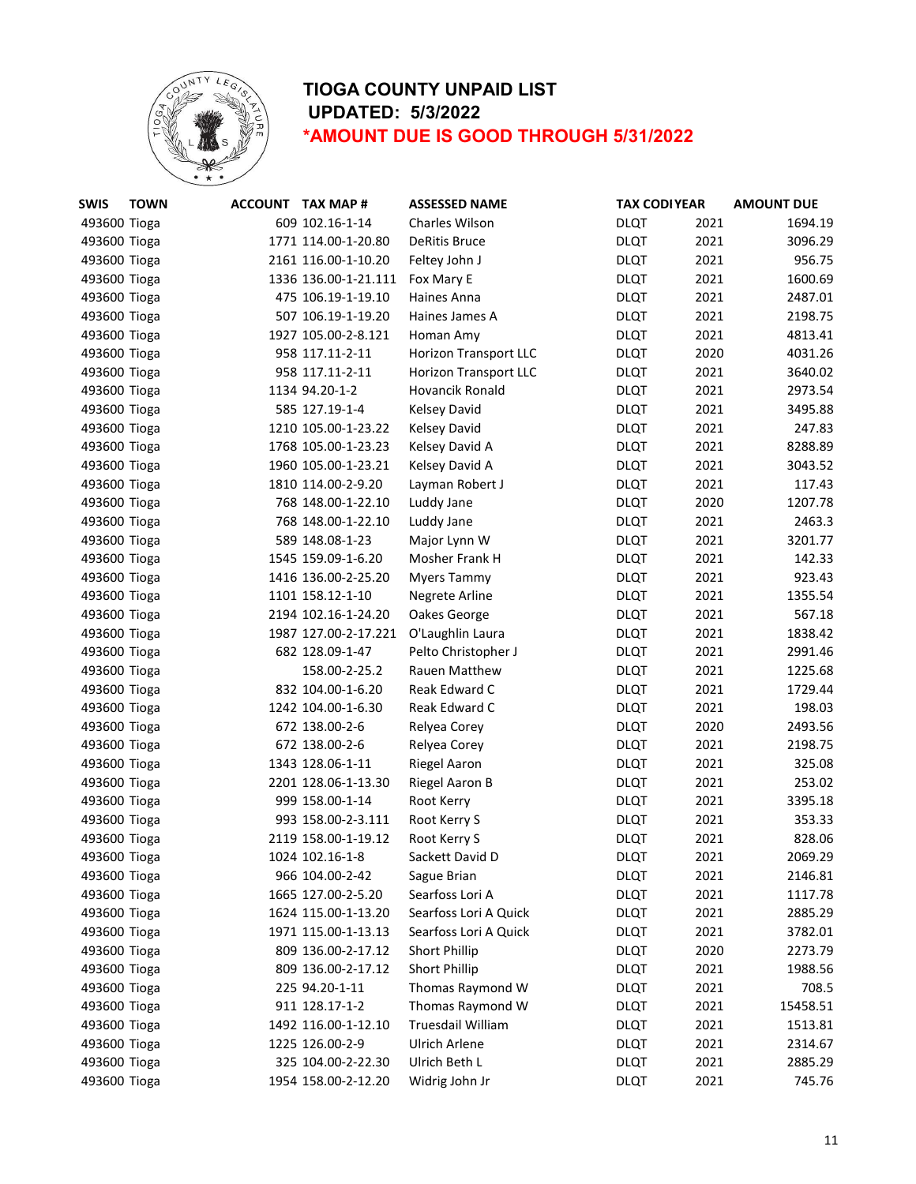# TIOGA COUNTY UNPAID LIST

**UPDATED: 5/3/2022**

**\*AMOUNT DUE IS GOOD THROUGH 5/31/2022**

| SWIS | TOWN | ACCOUNT | TAX MAP # | ASSESSED NAME | TAX CODE | YEAR | AMOUNT DUE |
|---|---|---|---|---|---|---|---|
| 493600 | Tioga | 609 | 102.16-1-14 | Charles Wilson | DLQT | 2021 | 1694.19 |
| 493600 | Tioga | 1771 | 114.00-1-20.80 | DeRitis Bruce | DLQT | 2021 | 3096.29 |
| 493600 | Tioga | 2161 | 116.00-1-10.20 | Feltey John J | DLQT | 2021 | 956.75 |
| 493600 | Tioga | 1336 | 136.00-1-21.111 | Fox Mary E | DLQT | 2021 | 1600.69 |
| 493600 | Tioga | 475 | 106.19-1-19.10 | Haines Anna | DLQT | 2021 | 2487.01 |
| 493600 | Tioga | 507 | 106.19-1-19.20 | Haines James A | DLQT | 2021 | 2198.75 |
| 493600 | Tioga | 1927 | 105.00-2-8.121 | Homan Amy | DLQT | 2021 | 4813.41 |
| 493600 | Tioga | 958 | 117.11-2-11 | Horizon Transport LLC | DLQT | 2020 | 4031.26 |
| 493600 | Tioga | 958 | 117.11-2-11 | Horizon Transport LLC | DLQT | 2021 | 3640.02 |
| 493600 | Tioga | 1134 | 94.20-1-2 | Hovancik Ronald | DLQT | 2021 | 2973.54 |
| 493600 | Tioga | 585 | 127.19-1-4 | Kelsey David | DLQT | 2021 | 3495.88 |
| 493600 | Tioga | 1210 | 105.00-1-23.22 | Kelsey David | DLQT | 2021 | 247.83 |
| 493600 | Tioga | 1768 | 105.00-1-23.23 | Kelsey David A | DLQT | 2021 | 8288.89 |
| 493600 | Tioga | 1960 | 105.00-1-23.21 | Kelsey David A | DLQT | 2021 | 3043.52 |
| 493600 | Tioga | 1810 | 114.00-2-9.20 | Layman Robert J | DLQT | 2021 | 117.43 |
| 493600 | Tioga | 768 | 148.00-1-22.10 | Luddy Jane | DLQT | 2020 | 1207.78 |
| 493600 | Tioga | 768 | 148.00-1-22.10 | Luddy Jane | DLQT | 2021 | 2463.3 |
| 493600 | Tioga | 589 | 148.08-1-23 | Major Lynn W | DLQT | 2021 | 3201.77 |
| 493600 | Tioga | 1545 | 159.09-1-6.20 | Mosher Frank H | DLQT | 2021 | 142.33 |
| 493600 | Tioga | 1416 | 136.00-2-25.20 | Myers Tammy | DLQT | 2021 | 923.43 |
| 493600 | Tioga | 1101 | 158.12-1-10 | Negrete Arline | DLQT | 2021 | 1355.54 |
| 493600 | Tioga | 2194 | 102.16-1-24.20 | Oakes George | DLQT | 2021 | 567.18 |
| 493600 | Tioga | 1987 | 127.00-2-17.221 | O'Laughlin Laura | DLQT | 2021 | 1838.42 |
| 493600 | Tioga | 682 | 128.09-1-47 | Pelto Christopher J | DLQT | 2021 | 2991.46 |
| 493600 | Tioga | | 158.00-2-25.2 | Rauen Matthew | DLQT | 2021 | 1225.68 |
| 493600 | Tioga | 832 | 104.00-1-6.20 | Reak Edward C | DLQT | 2021 | 1729.44 |
| 493600 | Tioga | 1242 | 104.00-1-6.30 | Reak Edward C | DLQT | 2021 | 198.03 |
| 493600 | Tioga | 672 | 138.00-2-6 | Relyea Corey | DLQT | 2020 | 2493.56 |
| 493600 | Tioga | 672 | 138.00-2-6 | Relyea Corey | DLQT | 2021 | 2198.75 |
| 493600 | Tioga | 1343 | 128.06-1-11 | Riegel Aaron | DLQT | 2021 | 325.08 |
| 493600 | Tioga | 2201 | 128.06-1-13.30 | Riegel Aaron B | DLQT | 2021 | 253.02 |
| 493600 | Tioga | 999 | 158.00-1-14 | Root Kerry | DLQT | 2021 | 3395.18 |
| 493600 | Tioga | 993 | 158.00-2-3.111 | Root Kerry S | DLQT | 2021 | 353.33 |
| 493600 | Tioga | 2119 | 158.00-1-19.12 | Root Kerry S | DLQT | 2021 | 828.06 |
| 493600 | Tioga | 1024 | 102.16-1-8 | Sackett David D | DLQT | 2021 | 2069.29 |
| 493600 | Tioga | 966 | 104.00-2-42 | Sague Brian | DLQT | 2021 | 2146.81 |
| 493600 | Tioga | 1665 | 127.00-2-5.20 | Searfoss Lori A | DLQT | 2021 | 1117.78 |
| 493600 | Tioga | 1624 | 115.00-1-13.20 | Searfoss Lori A Quick | DLQT | 2021 | 2885.29 |
| 493600 | Tioga | 1971 | 115.00-1-13.13 | Searfoss Lori A Quick | DLQT | 2021 | 3782.01 |
| 493600 | Tioga | 809 | 136.00-2-17.12 | Short Phillip | DLQT | 2020 | 2273.79 |
| 493600 | Tioga | 809 | 136.00-2-17.12 | Short Phillip | DLQT | 2021 | 1988.56 |
| 493600 | Tioga | 225 | 94.20-1-11 | Thomas Raymond W | DLQT | 2021 | 708.5 |
| 493600 | Tioga | 911 | 128.17-1-2 | Thomas Raymond W | DLQT | 2021 | 15458.51 |
| 493600 | Tioga | 1492 | 116.00-1-12.10 | Truesdail William | DLQT | 2021 | 1513.81 |
| 493600 | Tioga | 1225 | 126.00-2-9 | Ulrich Arlene | DLQT | 2021 | 2314.67 |
| 493600 | Tioga | 325 | 104.00-2-22.30 | Ulrich Beth L | DLQT | 2021 | 2885.29 |
| 493600 | Tioga | 1954 | 158.00-2-12.20 | Widrig John Jr | DLQT | 2021 | 745.76 |